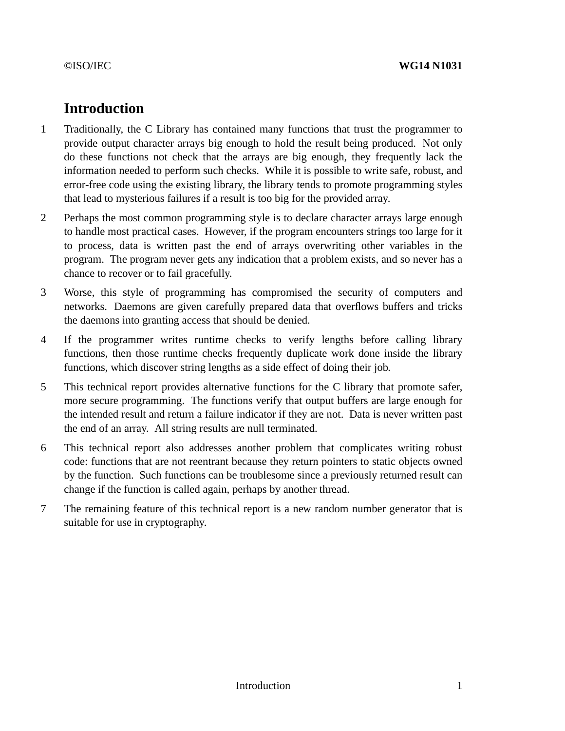# Introduction

1 Traditionally, the C Library has contained many functions that trust the programmer to provide output character arrays big enough to hold the result being produced. Not only do these functions not check that the arrays are big enough, they frequently lack the information needed to perform such checks. While it is possible to write safe, robust, and error-free code using the existing library, the library tends to promote programming styles that lead to mysterious failures if a result is too big for the provided array.

2 Perhaps the most common programming style is to declare character arrays large enough to handle most practical cases. However, if the program encounters strings too large for it to process, data is written past the end of arrays overwriting other variables in the program. The program never gets any indication that a problem exists, and so never has a chance to recover or to fail gracefully.

3 Worse, this style of programming has compromised the security of computers and networks. Daemons are given carefully prepared data that overflows buffers and tricks the daemons into granting access that should be denied.

4 If the programmer writes runtime checks to verify lengths before calling library functions, then those runtime checks frequently duplicate work done inside the library functions, which discover string lengths as a side effect of doing their job.

5 This technical report provides alternative functions for the C library that promote safer, more secure programming. The functions verify that output buffers are large enough for the intended result and return a failure indicator if they are not. Data is never written past the end of an array. All string results are null terminated.

6 This technical report also addresses another problem that complicates writing robust code: functions that are not reentrant because they return pointers to static objects owned by the function. Such functions can be troublesome since a previously returned result can change if the function is called again, perhaps by another thread.

7 The remaining feature of this technical report is a new random number generator that is suitable for use in cryptography.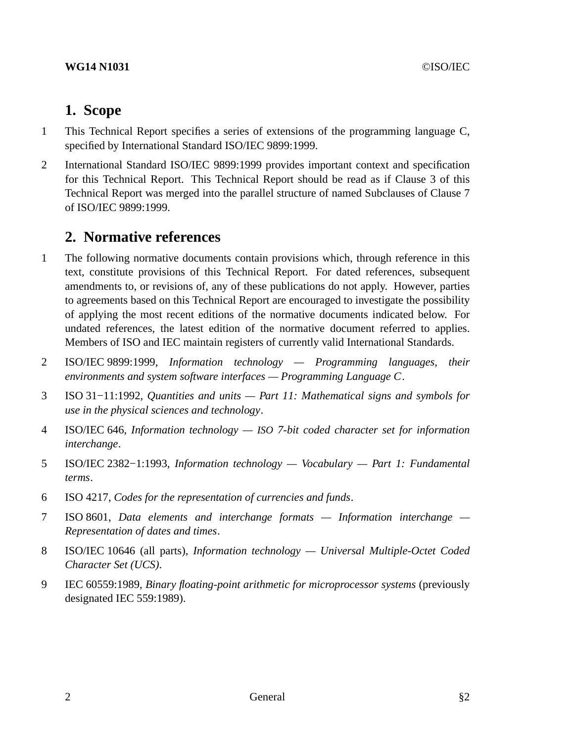## 1. Scope

1 This Technical Report specifies a series of extensions of the programming language C, specified by International Standard ISO/IEC 9899:1999.

2 International Standard ISO/IEC 9899:1999 provides important context and specification for this Technical Report. This Technical Report should be read as if Clause 3 of this Technical Report was merged into the parallel structure of named Subclauses of Clause 7 of ISO/IEC 9899:1999.

## 2. Normative references

1 The following normative documents contain provisions which, through reference in this text, constitute provisions of this Technical Report. For dated references, subsequent amendments to, or revisions of, any of these publications do not apply. However, parties to agreements based on this Technical Report are encouraged to investigate the possibility of applying the most recent editions of the normative documents indicated below. For undated references, the latest edition of the normative document referred to applies. Members of ISO and IEC maintain registers of currently valid International Standards.

2 ISO/IEC 9899:1999, *Information technology — Programming languages, their environments and system software interfaces — Programming Language C*.

3 ISO 31−11:1992, *Quantities and units — Part 11: Mathematical signs and symbols for use in the physical sciences and technology*.

4 ISO/IEC 646, *Information technology — ISO 7-bit coded character set for information interchange*.

5 ISO/IEC 2382−1:1993, *Information technology — Vocabulary — Part 1: Fundamental terms*.

6 ISO 4217, *Codes for the representation of currencies and funds*.

7 ISO 8601, *Data elements and interchange formats — Information interchange — Representation of dates and times*.

8 ISO/IEC 10646 (all parts), *Information technology — Universal Multiple-Octet Coded Character Set (UCS)*.

9 IEC 60559:1989, *Binary floating-point arithmetic for microprocessor systems* (previously designated IEC 559:1989).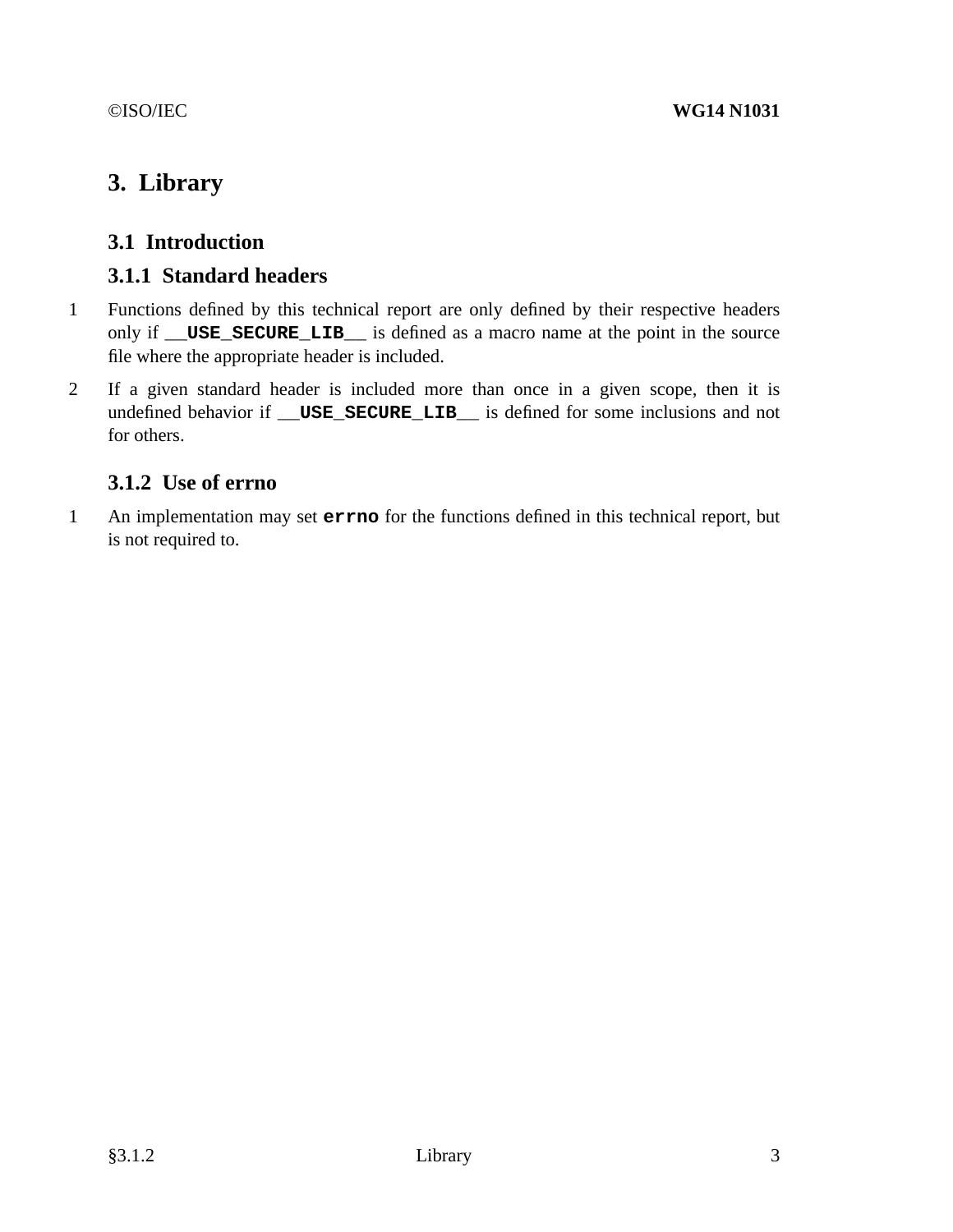# 3. Library

## 3.1 Introduction

### 3.1.1 Standard headers

1 Functions defined by this technical report are only defined by their respective headers only if **`__USE_SECURE_LIB__`** is defined as a macro name at the point in the source file where the appropriate header is included.

2 If a given standard header is included more than once in a given scope, then it is undefined behavior if **`__USE_SECURE_LIB__`** is defined for some inclusions and not for others.

### 3.1.2 Use of errno

1 An implementation may set **`errno`** for the functions defined in this technical report, but is not required to.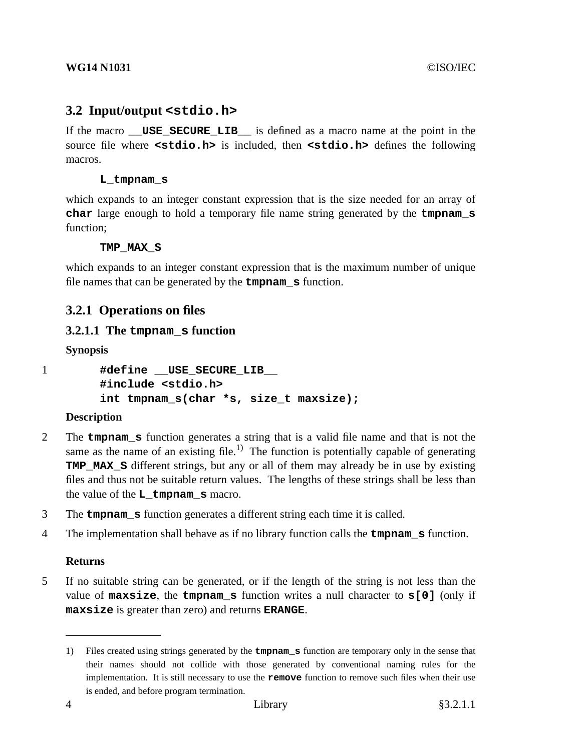## 3.2 Input/output `<stdio.h>`

If the macro `__USE_SECURE_LIB__` is defined as a macro name at the point in the source file where `<stdio.h>` is included, then `<stdio.h>` defines the following macros.

`L_tmpnam_s`

which expands to an integer constant expression that is the size needed for an array of `char` large enough to hold a temporary file name string generated by the `tmpnam_s` function;

`TMP_MAX_S`

which expands to an integer constant expression that is the maximum number of unique file names that can be generated by the `tmpnam_s` function.

### 3.2.1 Operations on files

#### 3.2.1.1 The `tmpnam_s` function

**Synopsis**

1

```
#define __USE_SECURE_LIB__
#include <stdio.h>
int tmpnam_s(char *s, size_t maxsize);
```

**Description**

2 The `tmpnam_s` function generates a string that is a valid file name and that is not the same as the name of an existing file.[1] The function is potentially capable of generating `TMP_MAX_S` different strings, but any or all of them may already be in use by existing files and thus not be suitable return values. The lengths of these strings shall be less than the value of the `L_tmpnam_s` macro.

3 The `tmpnam_s` function generates a different string each time it is called.

4 The implementation shall behave as if no library function calls the `tmpnam_s` function.

**Returns**

5 If no suitable string can be generated, or if the length of the string is not less than the value of `maxsize`, the `tmpnam_s` function writes a null character to `s[0]` (only if `maxsize` is greater than zero) and returns `ERANGE`.

---

1) Files created using strings generated by the `tmpnam_s` function are temporary only in the sense that their names should not collide with those generated by conventional naming rules for the implementation. It is still necessary to use the `remove` function to remove such files when their use is ended, and before program termination.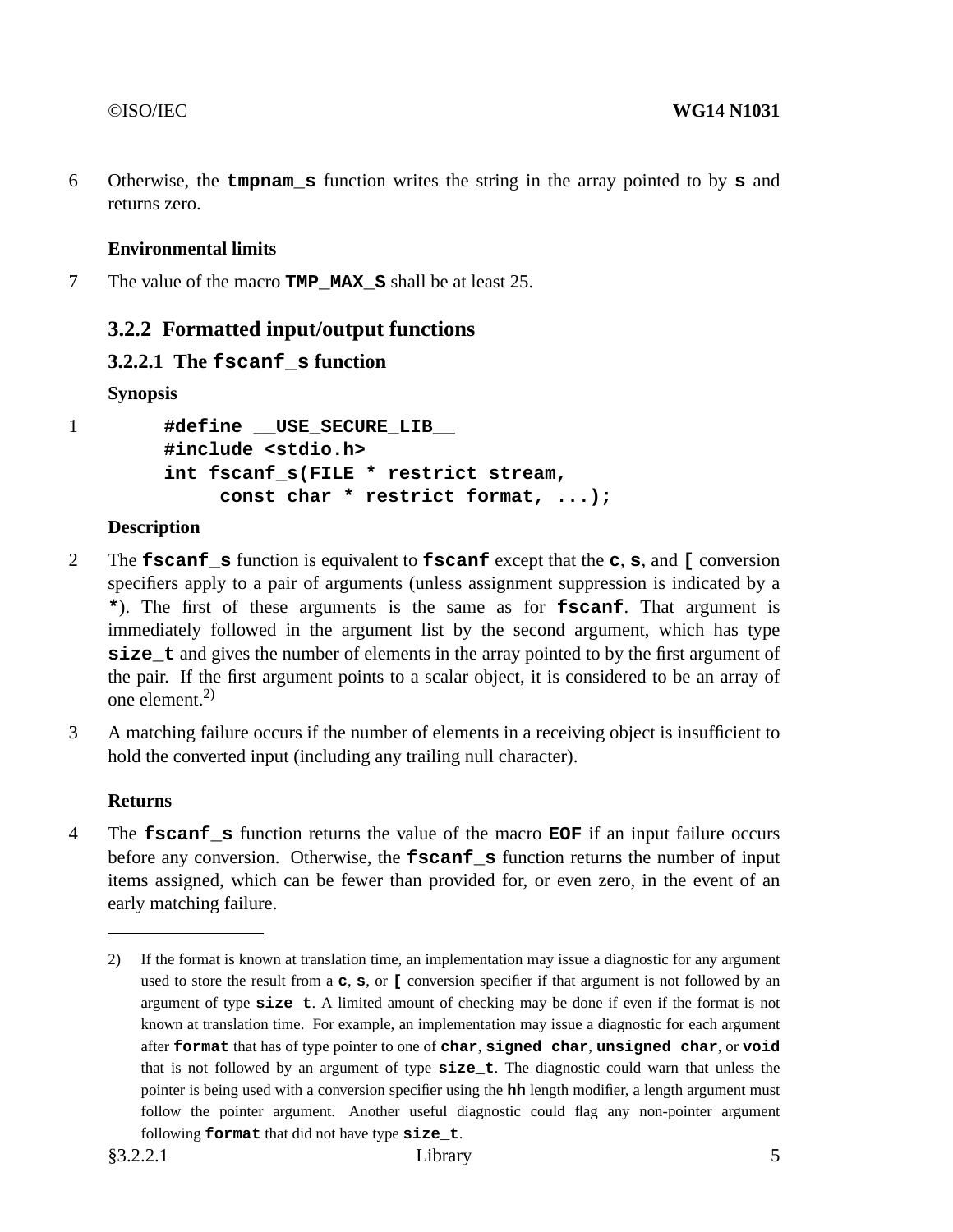6 Otherwise, the **tmpnam_s** function writes the string in the array pointed to by **s** and returns zero.

**Environmental limits**

7 The value of the macro **TMP_MAX_S** shall be at least 25.

## 3.2.2 Formatted input/output functions

### 3.2.2.1 The fscanf_s function

**Synopsis**

1
```
#define __USE_SECURE_LIB__
#include <stdio.h>
int fscanf_s(FILE * restrict stream,
     const char * restrict format, ...);
```

**Description**

2 The **fscanf_s** function is equivalent to **fscanf** except that the **c**, **s**, and **[** conversion specifiers apply to a pair of arguments (unless assignment suppression is indicated by a **\***). The first of these arguments is the same as for **fscanf**. That argument is immediately followed in the argument list by the second argument, which has type **size_t** and gives the number of elements in the array pointed to by the first argument of the pair. If the first argument points to a scalar object, it is considered to be an array of one element.[2)]

3 A matching failure occurs if the number of elements in a receiving object is insufficient to hold the converted input (including any trailing null character).

**Returns**

4 The **fscanf_s** function returns the value of the macro **EOF** if an input failure occurs before any conversion. Otherwise, the **fscanf_s** function returns the number of input items assigned, which can be fewer than provided for, or even zero, in the event of an early matching failure.

---

2) If the format is known at translation time, an implementation may issue a diagnostic for any argument used to store the result from a **c**, **s**, or **[** conversion specifier if that argument is not followed by an argument of type **size_t**. A limited amount of checking may be done if even if the format is not known at translation time. For example, an implementation may issue a diagnostic for each argument after **format** that has of type pointer to one of **char**, **signed char**, **unsigned char**, or **void** that is not followed by an argument of type **size_t**. The diagnostic could warn that unless the pointer is being used with a conversion specifier using the **hh** length modifier, a length argument must follow the pointer argument. Another useful diagnostic could flag any non-pointer argument following **format** that did not have type **size_t**.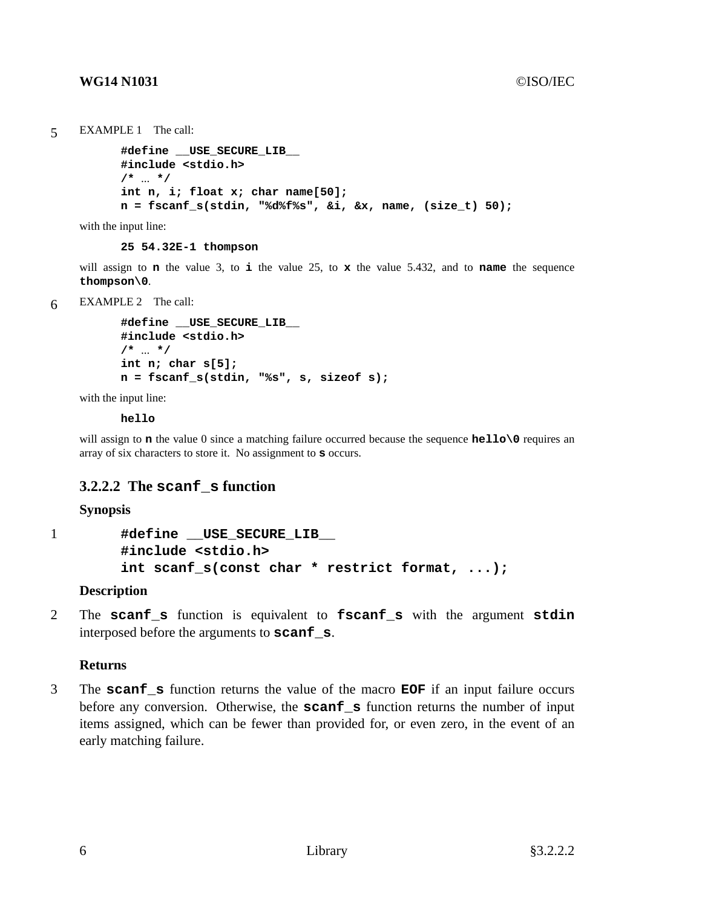5 EXAMPLE 1 The call:

```
#define __USE_SECURE_LIB__
#include <stdio.h>
/* ... */
int n, i; float x; char name[50];
n = fscanf_s(stdin, "%d%f%s", &i, &x, name, (size_t) 50);
```

with the input line:

```
25 54.32E-1 thompson
```

will assign to **n** the value 3, to **i** the value 25, to **x** the value 5.432, and to **name** the sequence **thompson\0**.

6 EXAMPLE 2 The call:

```
#define __USE_SECURE_LIB__
#include <stdio.h>
/* ... */
int n; char s[5];
n = fscanf_s(stdin, "%s", s, sizeof s);
```

with the input line:

```
hello
```

will assign to **n** the value 0 since a matching failure occurred because the sequence **hello\0** requires an array of six characters to store it. No assignment to **s** occurs.

### 3.2.2.2 The `scanf_s` function

**Synopsis**

1

```
#define __USE_SECURE_LIB__
#include <stdio.h>
int scanf_s(const char * restrict format, ...);
```

**Description**

2 The **scanf_s** function is equivalent to **fscanf_s** with the argument **stdin** interposed before the arguments to **scanf_s**.

**Returns**

3 The **scanf_s** function returns the value of the macro **EOF** if an input failure occurs before any conversion. Otherwise, the **scanf_s** function returns the number of input items assigned, which can be fewer than provided for, or even zero, in the event of an early matching failure.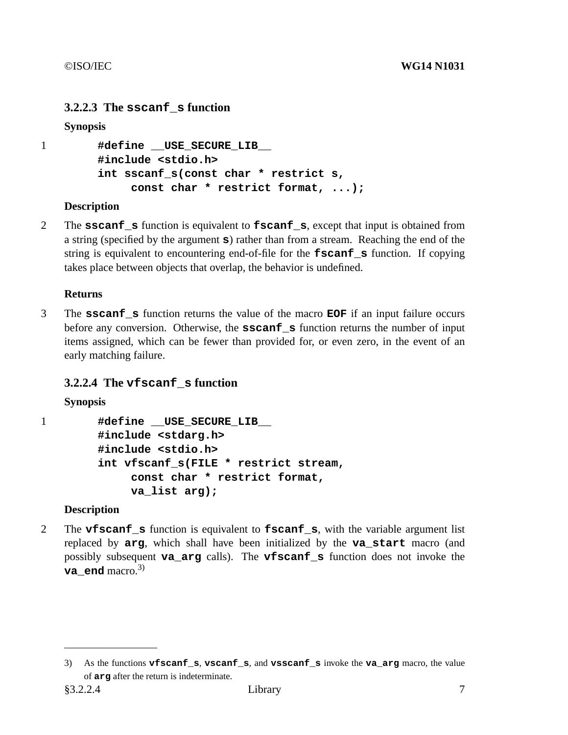### 3.2.2.3 The `sscanf_s` function

**Synopsis**

1
```
#define __USE_SECURE_LIB__
#include <stdio.h>
int sscanf_s(const char * restrict s,
     const char * restrict format, ...);
```

**Description**

2 The **`sscanf_s`** function is equivalent to **`fscanf_s`**, except that input is obtained from a string (specified by the argument **`s`**) rather than from a stream. Reaching the end of the string is equivalent to encountering end-of-file for the **`fscanf_s`** function. If copying takes place between objects that overlap, the behavior is undefined.

**Returns**

3 The **`sscanf_s`** function returns the value of the macro **`EOF`** if an input failure occurs before any conversion. Otherwise, the **`sscanf_s`** function returns the number of input items assigned, which can be fewer than provided for, or even zero, in the event of an early matching failure.

### 3.2.2.4 The `vfscanf_s` function

**Synopsis**

1
```
#define __USE_SECURE_LIB__
#include <stdarg.h>
#include <stdio.h>
int vfscanf_s(FILE * restrict stream,
     const char * restrict format,
     va_list arg);
```

**Description**

2 The **`vfscanf_s`** function is equivalent to **`fscanf_s`**, with the variable argument list replaced by **`arg`**, which shall have been initialized by the **`va_start`** macro (and possibly subsequent **`va_arg`** calls). The **`vfscanf_s`** function does not invoke the **`va_end`** macro.[3)]

---

3) As the functions **`vfscanf_s`**, **`vscanf_s`**, and **`vsscanf_s`** invoke the **`va_arg`** macro, the value of **`arg`** after the return is indeterminate.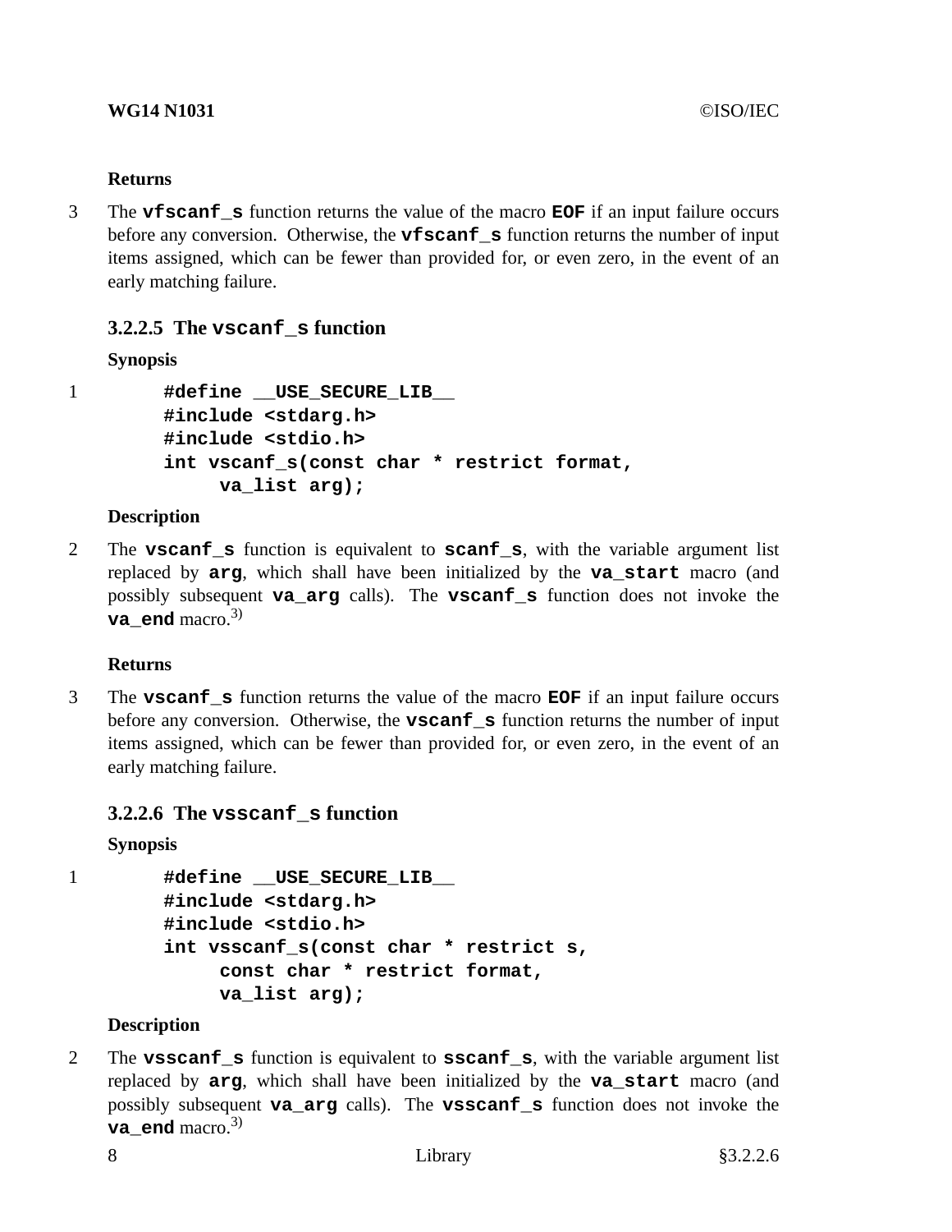**Returns**

3 The **vfscanf_s** function returns the value of the macro **EOF** if an input failure occurs before any conversion. Otherwise, the **vfscanf_s** function returns the number of input items assigned, which can be fewer than provided for, or even zero, in the event of an early matching failure.

### 3.2.2.5 The vscanf_s function

**Synopsis**

1
```
#define __USE_SECURE_LIB__
#include <stdarg.h>
#include <stdio.h>
int vscanf_s(const char * restrict format,
     va_list arg);
```

**Description**

2 The **vscanf_s** function is equivalent to **scanf_s**, with the variable argument list replaced by **arg**, which shall have been initialized by the **va_start** macro (and possibly subsequent **va_arg** calls). The **vscanf_s** function does not invoke the **va_end** macro.[3)]

**Returns**

3 The **vscanf_s** function returns the value of the macro **EOF** if an input failure occurs before any conversion. Otherwise, the **vscanf_s** function returns the number of input items assigned, which can be fewer than provided for, or even zero, in the event of an early matching failure.

### 3.2.2.6 The vsscanf_s function

**Synopsis**

1
```
#define __USE_SECURE_LIB__
#include <stdarg.h>
#include <stdio.h>
int vsscanf_s(const char * restrict s,
     const char * restrict format,
     va_list arg);
```

**Description**

2 The **vsscanf_s** function is equivalent to **sscanf_s**, with the variable argument list replaced by **arg**, which shall have been initialized by the **va_start** macro (and possibly subsequent **va_arg** calls). The **vsscanf_s** function does not invoke the **va_end** macro.[3)]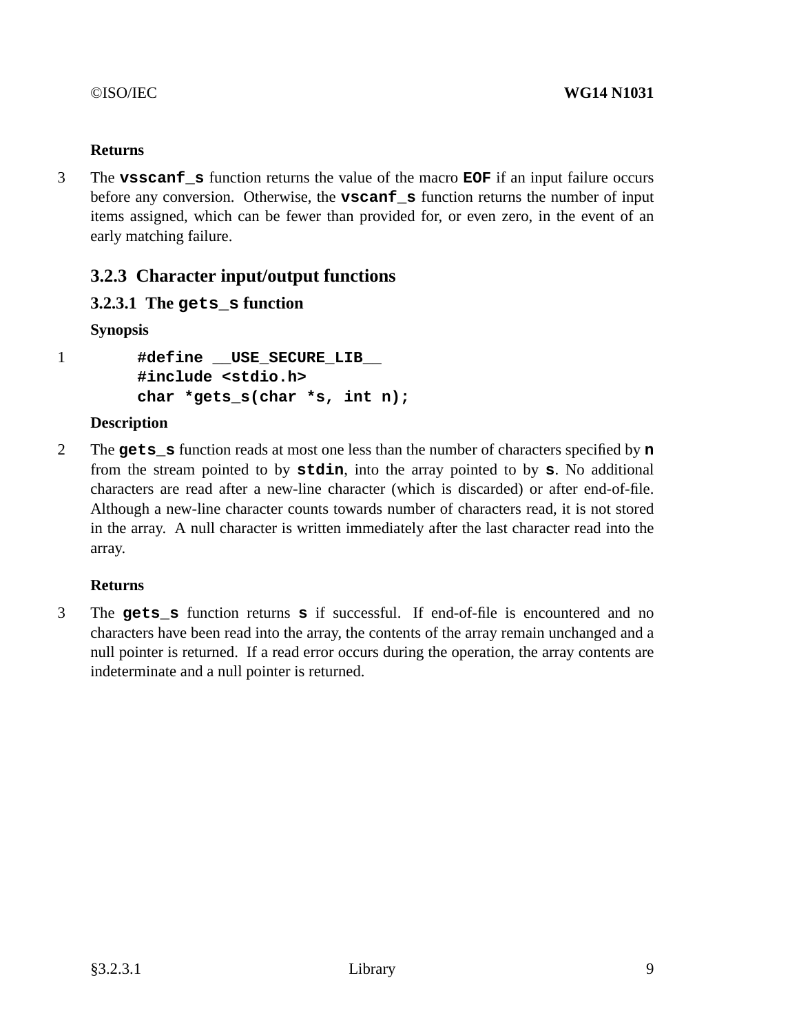**Returns**

3 The **vsscanf_s** function returns the value of the macro **EOF** if an input failure occurs before any conversion. Otherwise, the **vscanf_s** function returns the number of input items assigned, which can be fewer than provided for, or even zero, in the event of an early matching failure.

## 3.2.3 Character input/output functions

### 3.2.3.1 The gets_s function

**Synopsis**

1
```
#define __USE_SECURE_LIB__
#include <stdio.h>
char *gets_s(char *s, int n);
```

**Description**

2 The **gets_s** function reads at most one less than the number of characters specified by **n** from the stream pointed to by **stdin**, into the array pointed to by **s**. No additional characters are read after a new-line character (which is discarded) or after end-of-file. Although a new-line character counts towards number of characters read, it is not stored in the array. A null character is written immediately after the last character read into the array.

**Returns**

3 The **gets_s** function returns **s** if successful. If end-of-file is encountered and no characters have been read into the array, the contents of the array remain unchanged and a null pointer is returned. If a read error occurs during the operation, the array contents are indeterminate and a null pointer is returned.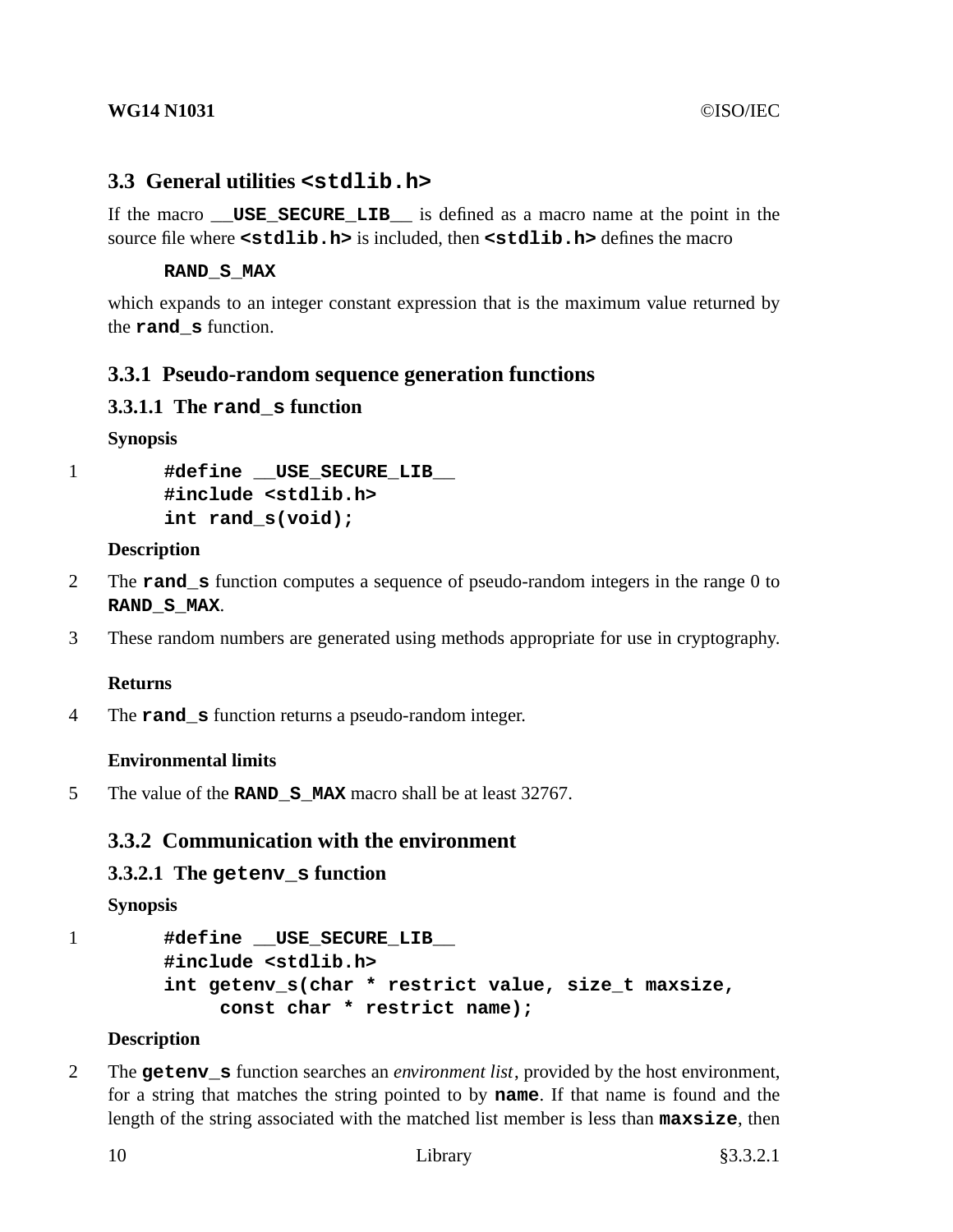## 3.3 General utilities `<stdlib.h>`

If the macro `__USE_SECURE_LIB__` is defined as a macro name at the point in the source file where `<stdlib.h>` is included, then `<stdlib.h>` defines the macro

```
RAND_S_MAX
```

which expands to an integer constant expression that is the maximum value returned by the `rand_s` function.

### 3.3.1 Pseudo-random sequence generation functions

#### 3.3.1.1 The `rand_s` function

**Synopsis**

1

```
#define __USE_SECURE_LIB__
#include <stdlib.h>
int rand_s(void);
```

**Description**

2 The `rand_s` function computes a sequence of pseudo-random integers in the range 0 to `RAND_S_MAX`.

3 These random numbers are generated using methods appropriate for use in cryptography.

**Returns**

4 The `rand_s` function returns a pseudo-random integer.

**Environmental limits**

5 The value of the `RAND_S_MAX` macro shall be at least 32767.

### 3.3.2 Communication with the environment

#### 3.3.2.1 The `getenv_s` function

**Synopsis**

1

```
#define __USE_SECURE_LIB__
#include <stdlib.h>
int getenv_s(char * restrict value, size_t maxsize,
     const char * restrict name);
```

**Description**

2 The `getenv_s` function searches an *environment list*, provided by the host environment, for a string that matches the string pointed to by `name`. If that name is found and the length of the string associated with the matched list member is less than `maxsize`, then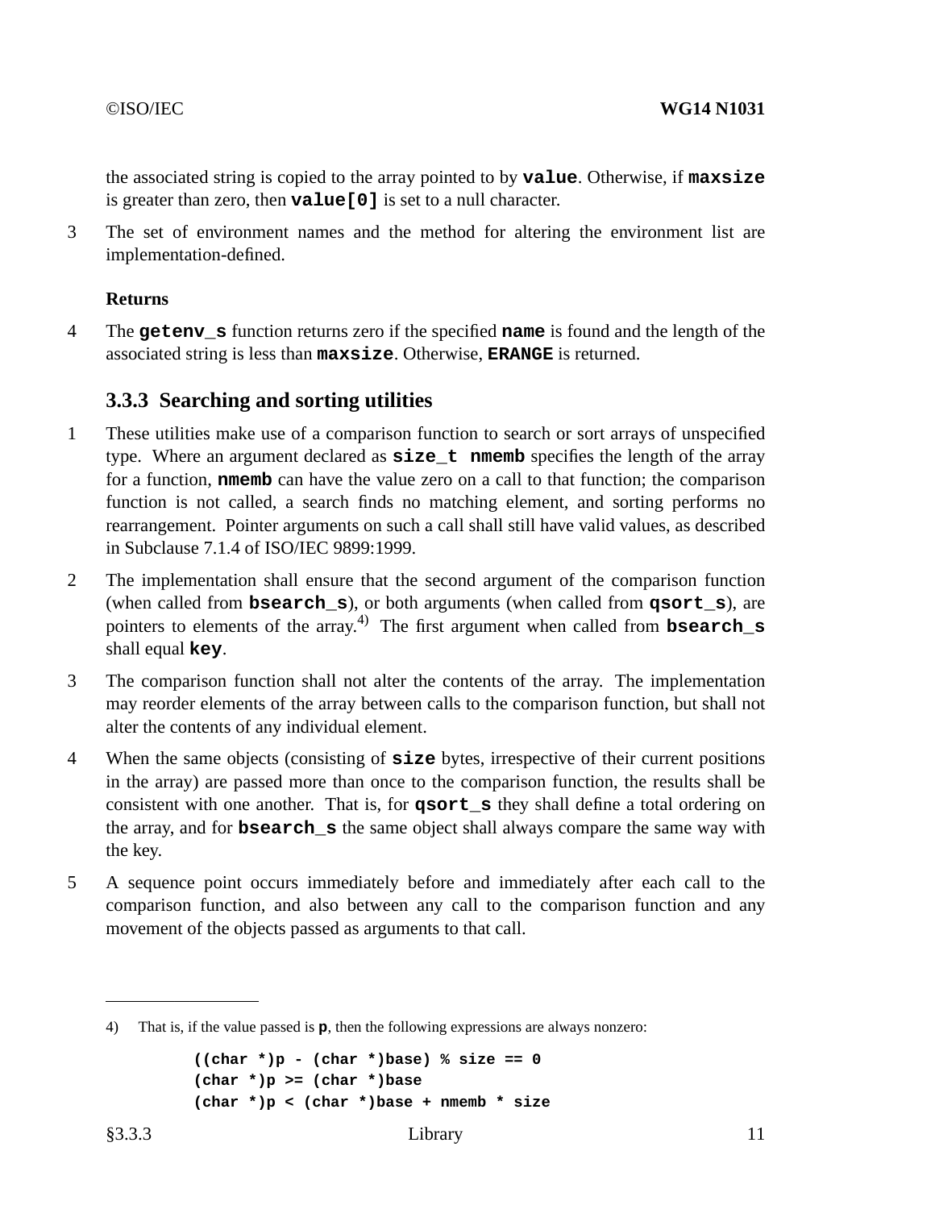the associated string is copied to the array pointed to by **value**. Otherwise, if **maxsize** is greater than zero, then **value[0]** is set to a null character.

3 The set of environment names and the method for altering the environment list are implementation-defined.

**Returns**

4 The **getenv_s** function returns zero if the specified **name** is found and the length of the associated string is less than **maxsize**. Otherwise, **ERANGE** is returned.

### 3.3.3 Searching and sorting utilities

1 These utilities make use of a comparison function to search or sort arrays of unspecified type. Where an argument declared as **size_t nmemb** specifies the length of the array for a function, **nmemb** can have the value zero on a call to that function; the comparison function is not called, a search finds no matching element, and sorting performs no rearrangement. Pointer arguments on such a call shall still have valid values, as described in Subclause 7.1.4 of ISO/IEC 9899:1999.

2 The implementation shall ensure that the second argument of the comparison function (when called from **bsearch_s**), or both arguments (when called from **qsort_s**), are pointers to elements of the array.[4] The first argument when called from **bsearch_s** shall equal **key**.

3 The comparison function shall not alter the contents of the array. The implementation may reorder elements of the array between calls to the comparison function, but shall not alter the contents of any individual element.

4 When the same objects (consisting of **size** bytes, irrespective of their current positions in the array) are passed more than once to the comparison function, the results shall be consistent with one another. That is, for **qsort_s** they shall define a total ordering on the array, and for **bsearch_s** the same object shall always compare the same way with the key.

5 A sequence point occurs immediately before and immediately after each call to the comparison function, and also between any call to the comparison function and any movement of the objects passed as arguments to that call.

---

4) That is, if the value passed is **p**, then the following expressions are always nonzero:

```
((char *)p - (char *)base) % size == 0
(char *)p >= (char *)base
(char *)p < (char *)base + nmemb * size
```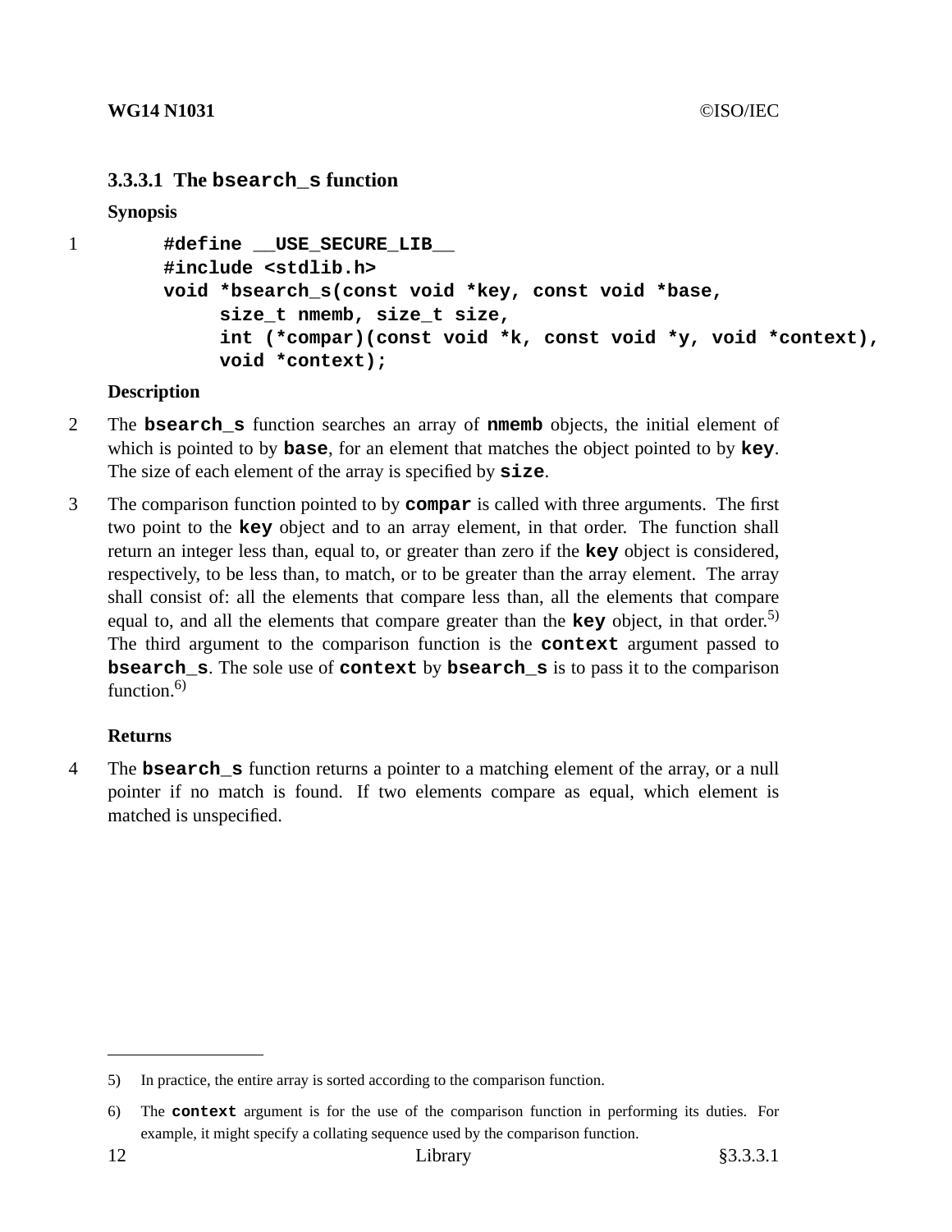### 3.3.3.1 The `bsearch_s` function

**Synopsis**

1

```
#define __USE_SECURE_LIB__
#include <stdlib.h>
void *bsearch_s(const void *key, const void *base,
     size_t nmemb, size_t size,
     int (*compar)(const void *k, const void *y, void *context),
     void *context);
```

**Description**

2 The **bsearch_s** function searches an array of **nmemb** objects, the initial element of which is pointed to by **base**, for an element that matches the object pointed to by **key**. The size of each element of the array is specified by **size**.

3 The comparison function pointed to by **compar** is called with three arguments. The first two point to the **key** object and to an array element, in that order. The function shall return an integer less than, equal to, or greater than zero if the **key** object is considered, respectively, to be less than, to match, or to be greater than the array element. The array shall consist of: all the elements that compare less than, all the elements that compare equal to, and all the elements that compare greater than the **key** object, in that order.[5] The third argument to the comparison function is the **context** argument passed to **bsearch_s**. The sole use of **context** by **bsearch_s** is to pass it to the comparison function.[6]

**Returns**

4 The **bsearch_s** function returns a pointer to a matching element of the array, or a null pointer if no match is found. If two elements compare as equal, which element is matched is unspecified.

---

5) In practice, the entire array is sorted according to the comparison function.

6) The **context** argument is for the use of the comparison function in performing its duties. For example, it might specify a collating sequence used by the comparison function.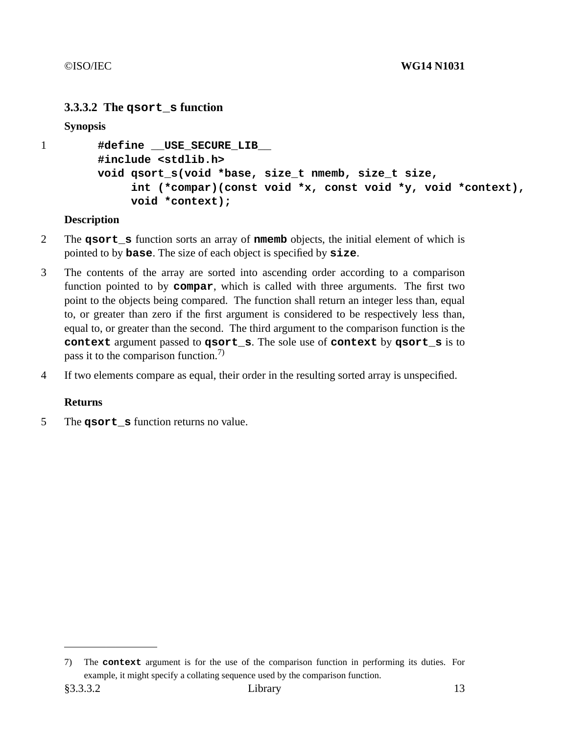### 3.3.3.2 The `qsort_s` function

**Synopsis**

1

```
#define __USE_SECURE_LIB__
#include <stdlib.h>
void qsort_s(void *base, size_t nmemb, size_t size,
     int (*compar)(const void *x, const void *y, void *context),
     void *context);
```

**Description**

2 The **`qsort_s`** function sorts an array of **`nmemb`** objects, the initial element of which is pointed to by **`base`**. The size of each object is specified by **`size`**.

3 The contents of the array are sorted into ascending order according to a comparison function pointed to by **`compar`**, which is called with three arguments. The first two point to the objects being compared. The function shall return an integer less than, equal to, or greater than zero if the first argument is considered to be respectively less than, equal to, or greater than the second. The third argument to the comparison function is the **`context`** argument passed to **`qsort_s`**. The sole use of **`context`** by **`qsort_s`** is to pass it to the comparison function.[7)]

4 If two elements compare as equal, their order in the resulting sorted array is unspecified.

**Returns**

5 The **`qsort_s`** function returns no value.

---

7) The **`context`** argument is for the use of the comparison function in performing its duties. For example, it might specify a collating sequence used by the comparison function.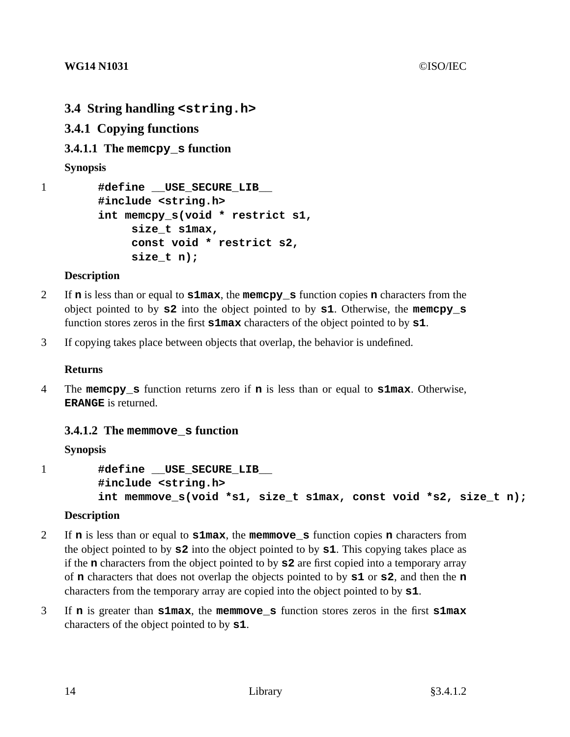## 3.4 String handling `<string.h>`

### 3.4.1 Copying functions

#### 3.4.1.1 The `memcpy_s` function

**Synopsis**

1
```
#define __USE_SECURE_LIB__
#include <string.h>
int memcpy_s(void * restrict s1,
     size_t s1max,
     const void * restrict s2,
     size_t n);
```

**Description**

2 If **n** is less than or equal to **s1max**, the **memcpy_s** function copies **n** characters from the object pointed to by **s2** into the object pointed to by **s1**. Otherwise, the **memcpy_s** function stores zeros in the first **s1max** characters of the object pointed to by **s1**.

3 If copying takes place between objects that overlap, the behavior is undefined.

**Returns**

4 The **memcpy_s** function returns zero if **n** is less than or equal to **s1max**. Otherwise, **ERANGE** is returned.

#### 3.4.1.2 The `memmove_s` function

**Synopsis**

1
```
#define __USE_SECURE_LIB__
#include <string.h>
int memmove_s(void *s1, size_t s1max, const void *s2, size_t n);
```

**Description**

2 If **n** is less than or equal to **s1max**, the **memmove_s** function copies **n** characters from the object pointed to by **s2** into the object pointed to by **s1**. This copying takes place as if the **n** characters from the object pointed to by **s2** are first copied into a temporary array of **n** characters that does not overlap the objects pointed to by **s1** or **s2**, and then the **n** characters from the temporary array are copied into the object pointed to by **s1**.

3 If **n** is greater than **s1max**, the **memmove_s** function stores zeros in the first **s1max** characters of the object pointed to by **s1**.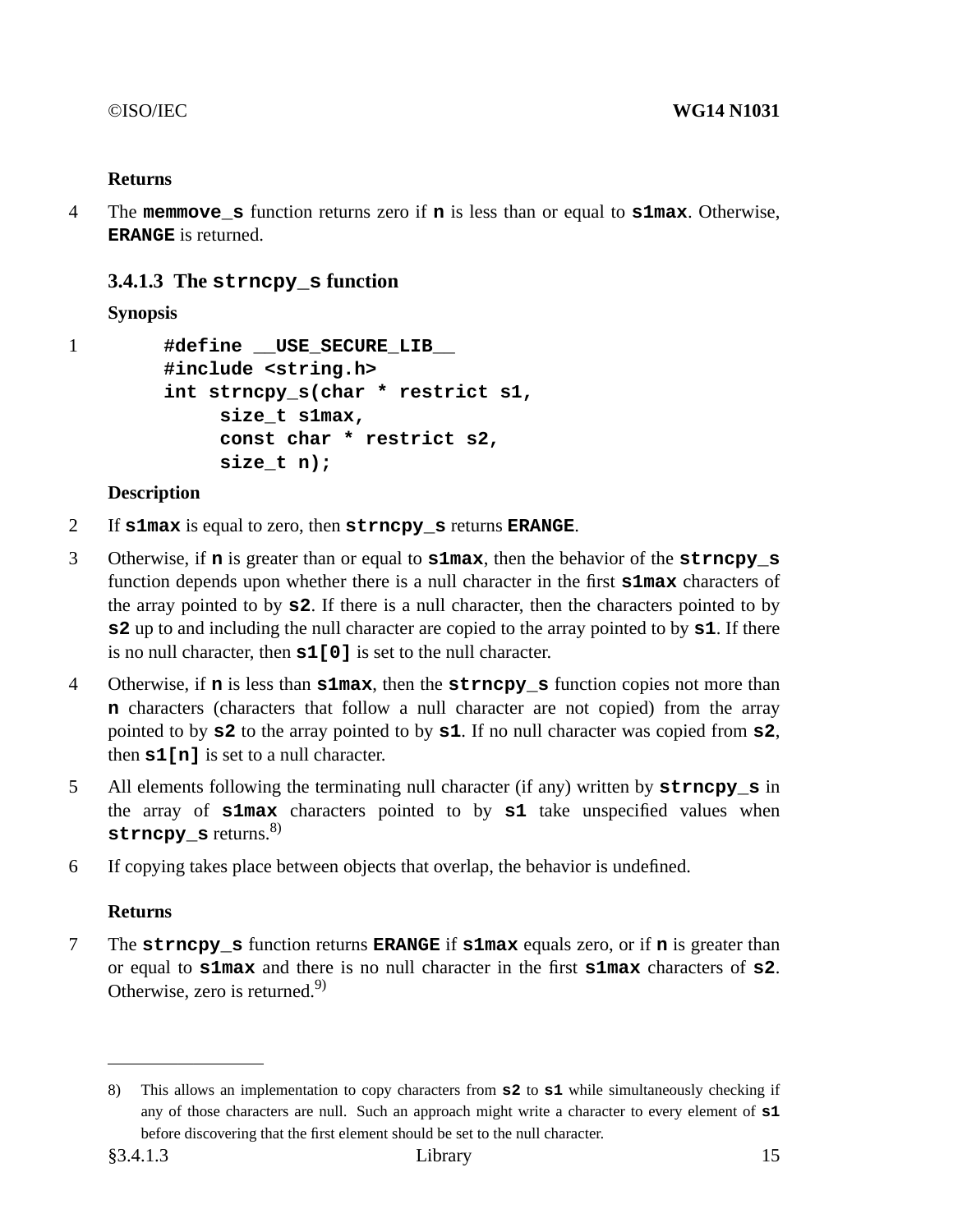**Returns**

4 The **memmove_s** function returns zero if **n** is less than or equal to **s1max**. Otherwise, **ERANGE** is returned.

### 3.4.1.3 The strncpy_s function

**Synopsis**

1
```
#define __USE_SECURE_LIB__
#include <string.h>
int strncpy_s(char * restrict s1,
     size_t s1max,
     const char * restrict s2,
     size_t n);
```

**Description**

2 If **s1max** is equal to zero, then **strncpy_s** returns **ERANGE**.

3 Otherwise, if **n** is greater than or equal to **s1max**, then the behavior of the **strncpy_s** function depends upon whether there is a null character in the first **s1max** characters of the array pointed to by **s2**. If there is a null character, then the characters pointed to by **s2** up to and including the null character are copied to the array pointed to by **s1**. If there is no null character, then **s1[0]** is set to the null character.

4 Otherwise, if **n** is less than **s1max**, then the **strncpy_s** function copies not more than **n** characters (characters that follow a null character are not copied) from the array pointed to by **s2** to the array pointed to by **s1**. If no null character was copied from **s2**, then **s1[n]** is set to a null character.

5 All elements following the terminating null character (if any) written by **strncpy_s** in the array of **s1max** characters pointed to by **s1** take unspecified values when **strncpy_s** returns.[8)]

6 If copying takes place between objects that overlap, the behavior is undefined.

**Returns**

7 The **strncpy_s** function returns **ERANGE** if **s1max** equals zero, or if **n** is greater than or equal to **s1max** and there is no null character in the first **s1max** characters of **s2**. Otherwise, zero is returned.[9)]

---

8) This allows an implementation to copy characters from **s2** to **s1** while simultaneously checking if any of those characters are null. Such an approach might write a character to every element of **s1** before discovering that the first element should be set to the null character.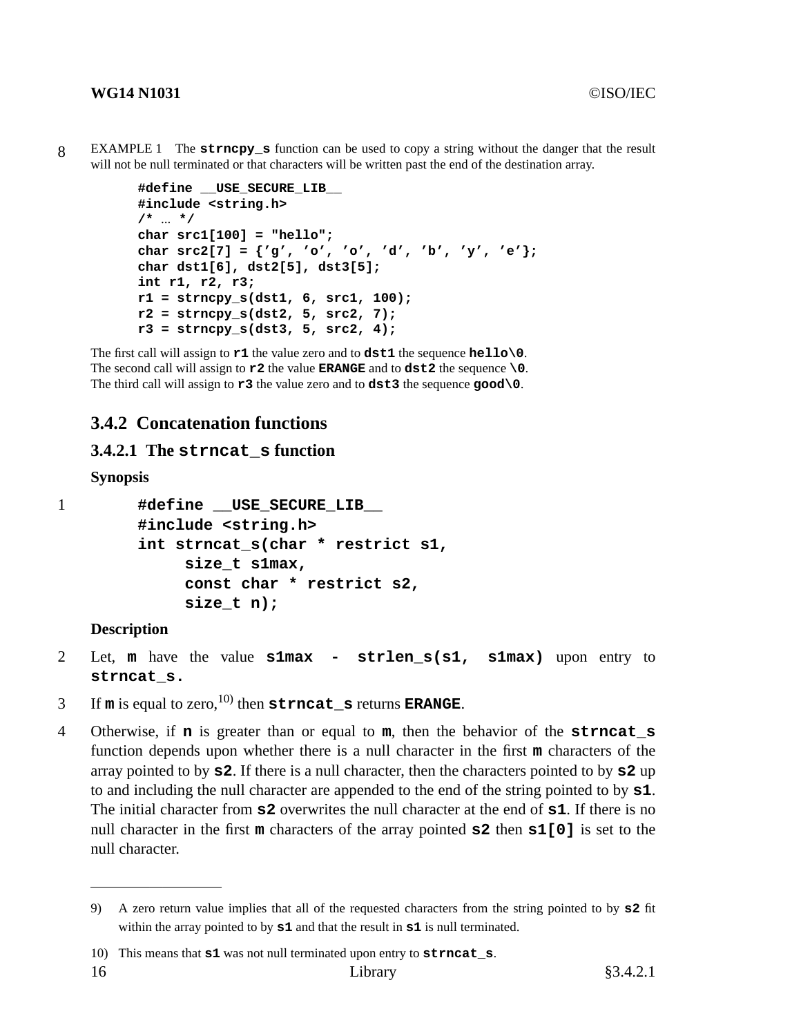8 EXAMPLE 1 The **strncpy_s** function can be used to copy a string without the danger that the result will not be null terminated or that characters will be written past the end of the destination array.

```
#define __USE_SECURE_LIB__
#include <string.h>
/* ... */
char src1[100] = "hello";
char src2[7] = {'g', 'o', 'o', 'd', 'b', 'y', 'e'};
char dst1[6], dst2[5], dst3[5];
int r1, r2, r3;
r1 = strncpy_s(dst1, 6, src1, 100);
r2 = strncpy_s(dst2, 5, src2, 7);
r3 = strncpy_s(dst3, 5, src2, 4);
```

The first call will assign to **r1** the value zero and to **dst1** the sequence **hello\0**.
The second call will assign to **r2** the value **ERANGE** and to **dst2** the sequence **\0**.
The third call will assign to **r3** the value zero and to **dst3** the sequence **good\0**.

## 3.4.2 Concatenation functions

### 3.4.2.1 The strncat_s function

**Synopsis**

1

```
#define __USE_SECURE_LIB__
#include <string.h>
int strncat_s(char * restrict s1,
     size_t s1max,
     const char * restrict s2,
     size_t n);
```

**Description**

2 Let, **m** have the value **s1max - strlen_s(s1, s1max)** upon entry to **strncat_s.**

3 If **m** is equal to zero,[10] then **strncat_s** returns **ERANGE**.

4 Otherwise, if **n** is greater than or equal to **m**, then the behavior of the **strncat_s** function depends upon whether there is a null character in the first **m** characters of the array pointed to by **s2**. If there is a null character, then the characters pointed to by **s2** up to and including the null character are appended to the end of the string pointed to by **s1**. The initial character from **s2** overwrites the null character at the end of **s1**. If there is no null character in the first **m** characters of the array pointed **s2** then **s1[0]** is set to the null character.

---

9) A zero return value implies that all of the requested characters from the string pointed to by **s2** fit within the array pointed to by **s1** and that the result in **s1** is null terminated.

10) This means that **s1** was not null terminated upon entry to **strncat_s**.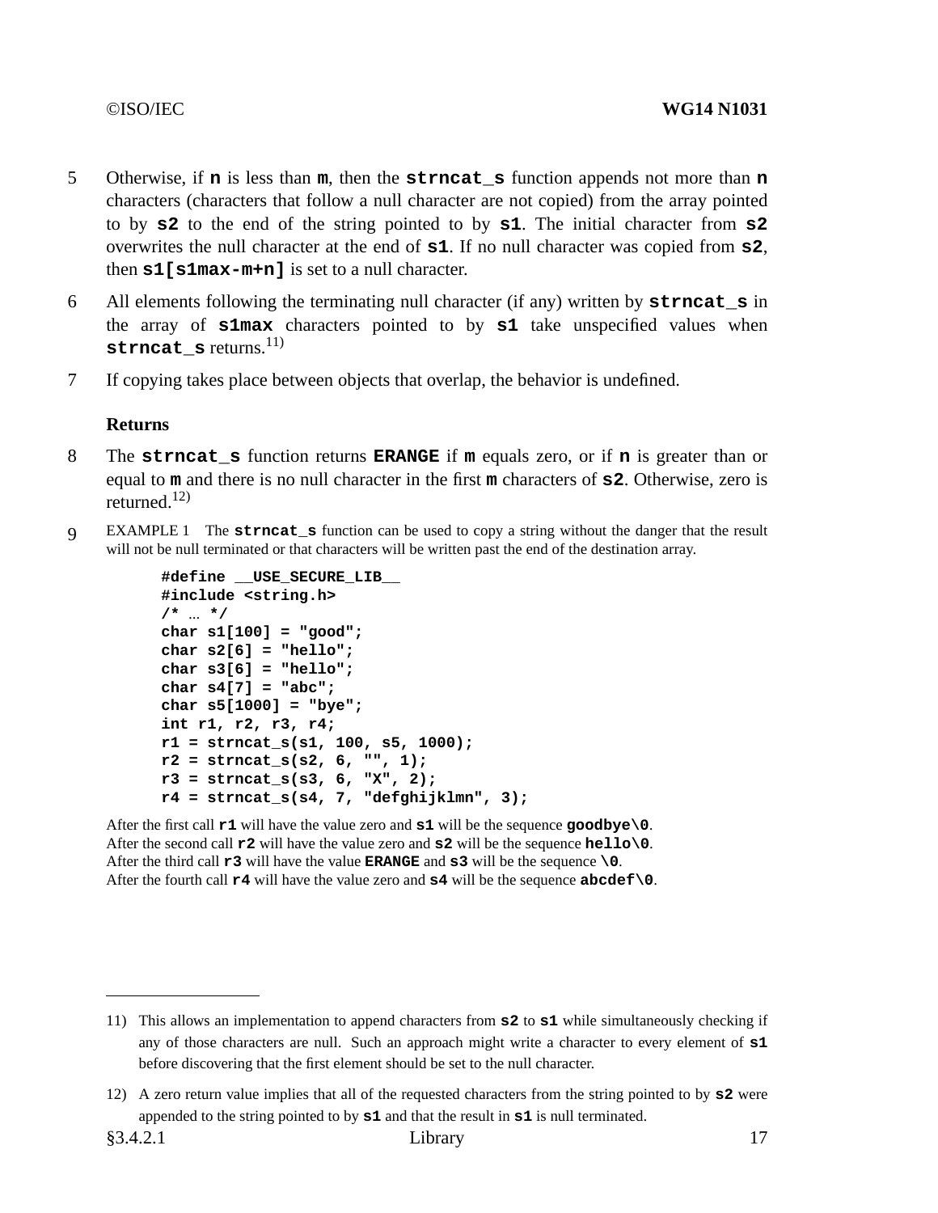5 Otherwise, if **n** is less than **m**, then the **strncat_s** function appends not more than **n** characters (characters that follow a null character are not copied) from the array pointed to by **s2** to the end of the string pointed to by **s1**. The initial character from **s2** overwrites the null character at the end of **s1**. If no null character was copied from **s2**, then **s1[s1max-m+n]** is set to a null character.

6 All elements following the terminating null character (if any) written by **strncat_s** in the array of **s1max** characters pointed to by **s1** take unspecified values when **strncat_s** returns.[11)]

7 If copying takes place between objects that overlap, the behavior is undefined.

**Returns**

8 The **strncat_s** function returns **ERANGE** if **m** equals zero, or if **n** is greater than or equal to **m** and there is no null character in the first **m** characters of **s2**. Otherwise, zero is returned.[12)]

9 EXAMPLE 1 The **strncat_s** function can be used to copy a string without the danger that the result will not be null terminated or that characters will be written past the end of the destination array.

```
#define __USE_SECURE_LIB__
#include <string.h>
/* ... */
char s1[100] = "good";
char s2[6] = "hello";
char s3[6] = "hello";
char s4[7] = "abc";
char s5[1000] = "bye";
int r1, r2, r3, r4;
r1 = strncat_s(s1, 100, s5, 1000);
r2 = strncat_s(s2, 6, "", 1);
r3 = strncat_s(s3, 6, "X", 2);
r4 = strncat_s(s4, 7, "defghijklmn", 3);
```

After the first call **r1** will have the value zero and **s1** will be the sequence **goodbye\0**.
After the second call **r2** will have the value zero and **s2** will be the sequence **hello\0**.
After the third call **r3** will have the value **ERANGE** and **s3** will be the sequence **\0**.
After the fourth call **r4** will have the value zero and **s4** will be the sequence **abcdef\0**.

---

11) This allows an implementation to append characters from **s2** to **s1** while simultaneously checking if any of those characters are null. Such an approach might write a character to every element of **s1** before discovering that the first element should be set to the null character.

12) A zero return value implies that all of the requested characters from the string pointed to by **s2** were appended to the string pointed to by **s1** and that the result in **s1** is null terminated.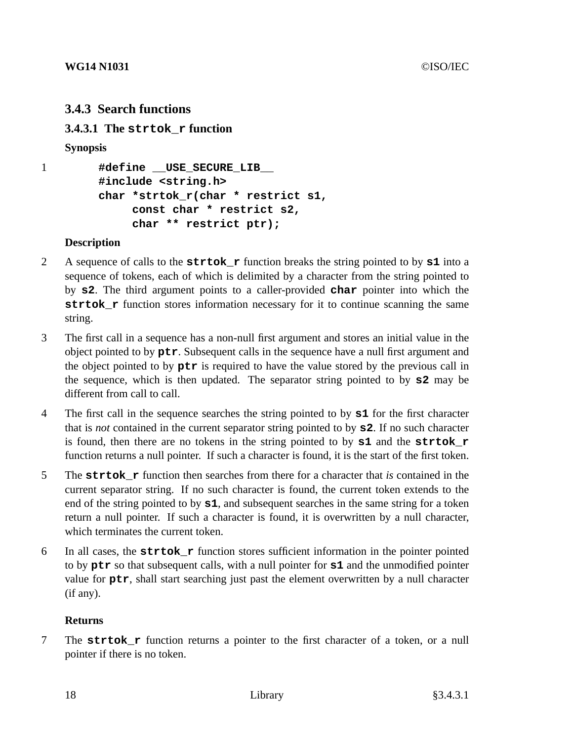### 3.4.3 Search functions

#### 3.4.3.1 The `strtok_r` function

**Synopsis**

1

```
#define __USE_SECURE_LIB__
#include <string.h>
char *strtok_r(char * restrict s1,
     const char * restrict s2,
     char ** restrict ptr);
```

**Description**

2 A sequence of calls to the **strtok_r** function breaks the string pointed to by **s1** into a sequence of tokens, each of which is delimited by a character from the string pointed to by **s2**. The third argument points to a caller-provided **char** pointer into which the **strtok_r** function stores information necessary for it to continue scanning the same string.

3 The first call in a sequence has a non-null first argument and stores an initial value in the object pointed to by **ptr**. Subsequent calls in the sequence have a null first argument and the object pointed to by **ptr** is required to have the value stored by the previous call in the sequence, which is then updated. The separator string pointed to by **s2** may be different from call to call.

4 The first call in the sequence searches the string pointed to by **s1** for the first character that is *not* contained in the current separator string pointed to by **s2**. If no such character is found, then there are no tokens in the string pointed to by **s1** and the **strtok_r** function returns a null pointer. If such a character is found, it is the start of the first token.

5 The **strtok_r** function then searches from there for a character that *is* contained in the current separator string. If no such character is found, the current token extends to the end of the string pointed to by **s1**, and subsequent searches in the same string for a token return a null pointer. If such a character is found, it is overwritten by a null character, which terminates the current token.

6 In all cases, the **strtok_r** function stores sufficient information in the pointer pointed to by **ptr** so that subsequent calls, with a null pointer for **s1** and the unmodified pointer value for **ptr**, shall start searching just past the element overwritten by a null character (if any).

**Returns**

7 The **strtok_r** function returns a pointer to the first character of a token, or a null pointer if there is no token.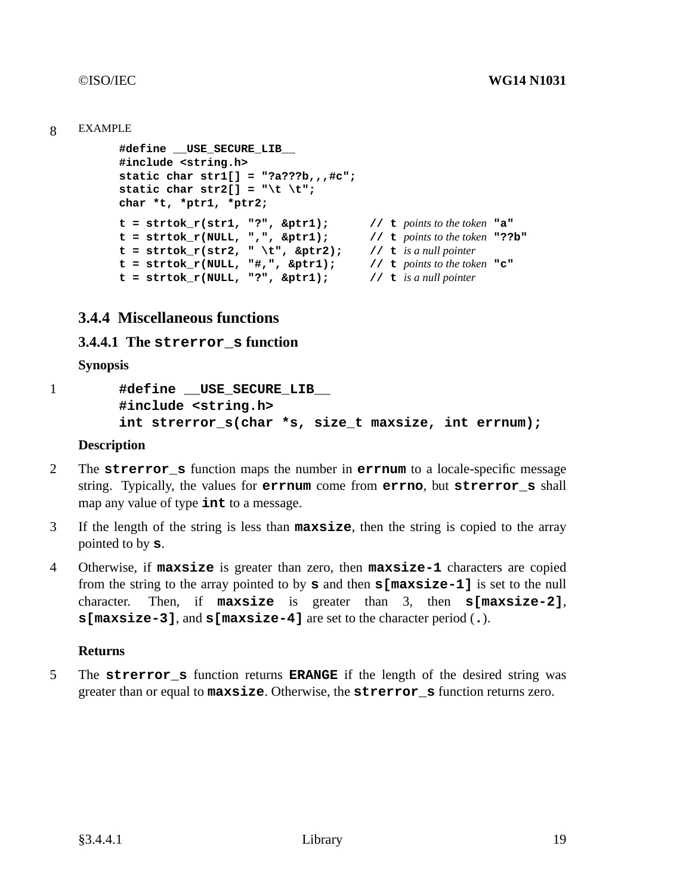8 EXAMPLE

```
#define __USE_SECURE_LIB__
#include <string.h>
static char str1[] = "?a???b,,,#c";
static char str2[] = "\t \t";
char *t, *ptr1, *ptr2;

t = strtok_r(str1, "?", &ptr1);       // t points to the token "a"
t = strtok_r(NULL, ",", &ptr1);       // t points to the token "??b"
t = strtok_r(str2, " \t", &ptr2);     // t is a null pointer
t = strtok_r(NULL, "#,", &ptr1);      // t points to the token "c"
t = strtok_r(NULL, "?", &ptr1);       // t is a null pointer
```

### 3.4.4 Miscellaneous functions

#### 3.4.4.1 The `strerror_s` function

**Synopsis**

1

```
#define __USE_SECURE_LIB__
#include <string.h>
int strerror_s(char *s, size_t maxsize, int errnum);
```

**Description**

2 The **strerror_s** function maps the number in **errnum** to a locale-specific message string. Typically, the values for **errnum** come from **errno**, but **strerror_s** shall map any value of type **int** to a message.

3 If the length of the string is less than **maxsize**, then the string is copied to the array pointed to by **s**.

4 Otherwise, if **maxsize** is greater than zero, then **maxsize-1** characters are copied from the string to the array pointed to by **s** and then **s[maxsize-1]** is set to the null character. Then, if **maxsize** is greater than 3, then **s[maxsize-2]**, **s[maxsize-3]**, and **s[maxsize-4]** are set to the character period (**.**).

**Returns**

5 The **strerror_s** function returns **ERANGE** if the length of the desired string was greater than or equal to **maxsize**. Otherwise, the **strerror_s** function returns zero.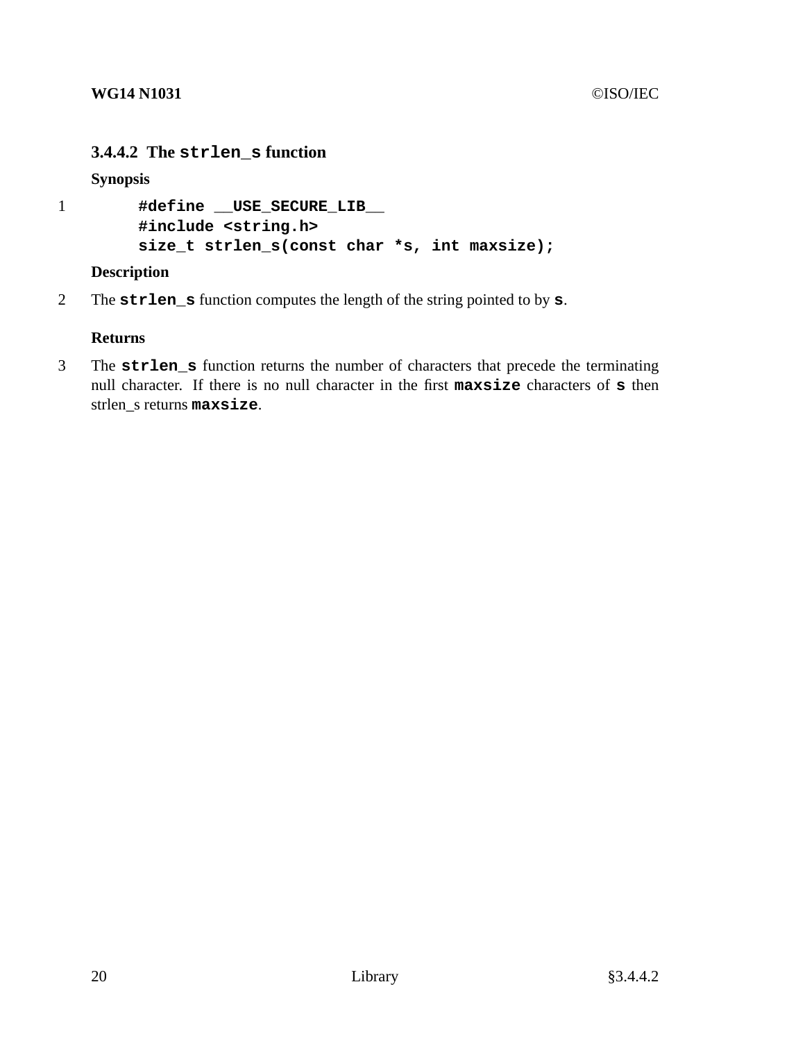### 3.4.4.2 The `strlen_s` function

**Synopsis**

1
```
#define __USE_SECURE_LIB__
#include <string.h>
size_t strlen_s(const char *s, int maxsize);
```

**Description**

2 The **`strlen_s`** function computes the length of the string pointed to by **`s`**.

**Returns**

3 The **`strlen_s`** function returns the number of characters that precede the terminating null character. If there is no null character in the first **`maxsize`** characters of **`s`** then strlen_s returns **`maxsize`**.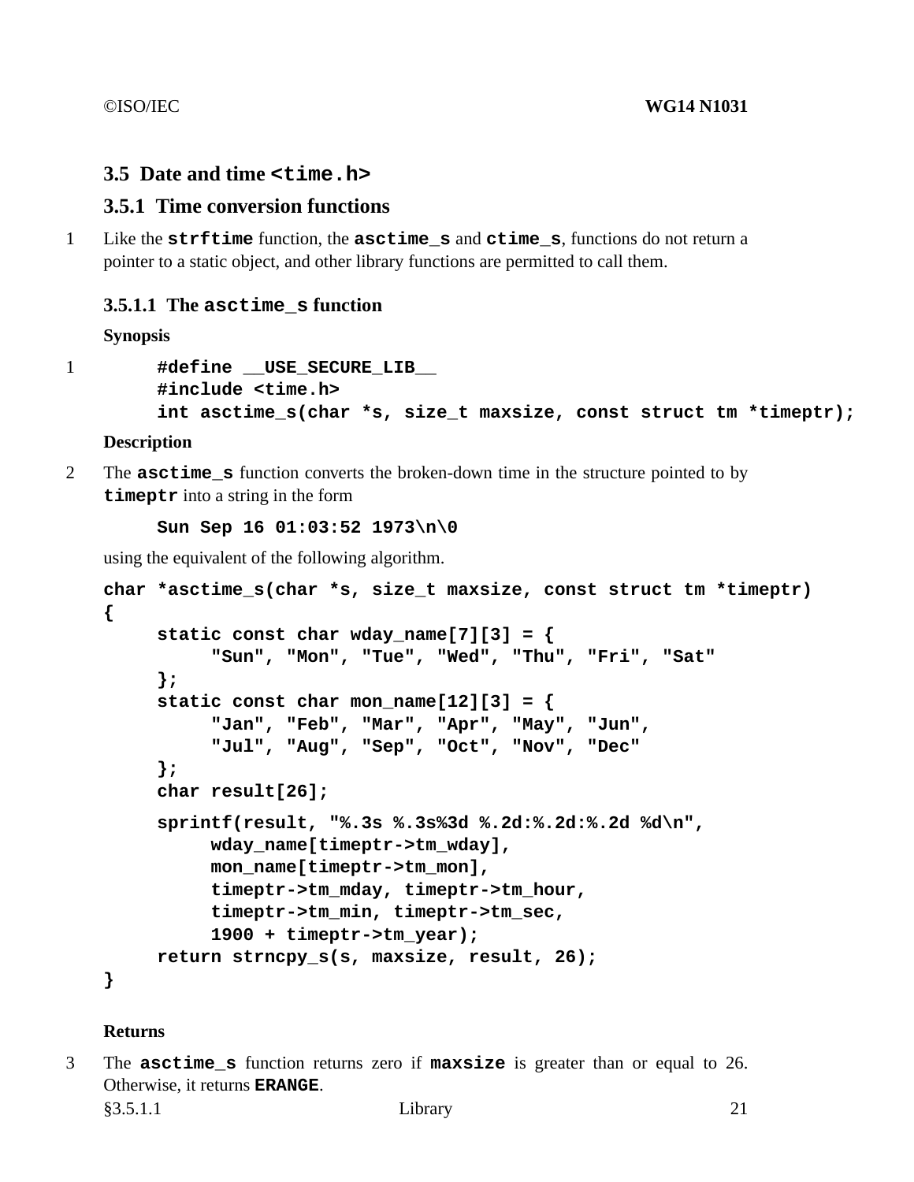## 3.5 Date and time `<time.h>`

### 3.5.1 Time conversion functions

1 Like the **strftime** function, the **asctime_s** and **ctime_s**, functions do not return a pointer to a static object, and other library functions are permitted to call them.

#### 3.5.1.1 The `asctime_s` function

**Synopsis**

1
```
#define __USE_SECURE_LIB__
#include <time.h>
int asctime_s(char *s, size_t maxsize, const struct tm *timeptr);
```

**Description**

2 The **asctime_s** function converts the broken-down time in the structure pointed to by **timeptr** into a string in the form

```
Sun Sep 16 01:03:52 1973\n\0
```

using the equivalent of the following algorithm.

```
char *asctime_s(char *s, size_t maxsize, const struct tm *timeptr)
{
     static const char wday_name[7][3] = {
          "Sun", "Mon", "Tue", "Wed", "Thu", "Fri", "Sat"
     };
     static const char mon_name[12][3] = {
          "Jan", "Feb", "Mar", "Apr", "May", "Jun",
          "Jul", "Aug", "Sep", "Oct", "Nov", "Dec"
     };
     char result[26];

     sprintf(result, "%.3s %.3s%3d %.2d:%.2d:%.2d %d\n",
          wday_name[timeptr->tm_wday],
          mon_name[timeptr->tm_mon],
          timeptr->tm_mday, timeptr->tm_hour,
          timeptr->tm_min, timeptr->tm_sec,
          1900 + timeptr->tm_year);
     return strncpy_s(s, maxsize, result, 26);
}
```

**Returns**

3 The **asctime_s** function returns zero if **maxsize** is greater than or equal to 26. Otherwise, it returns **ERANGE**.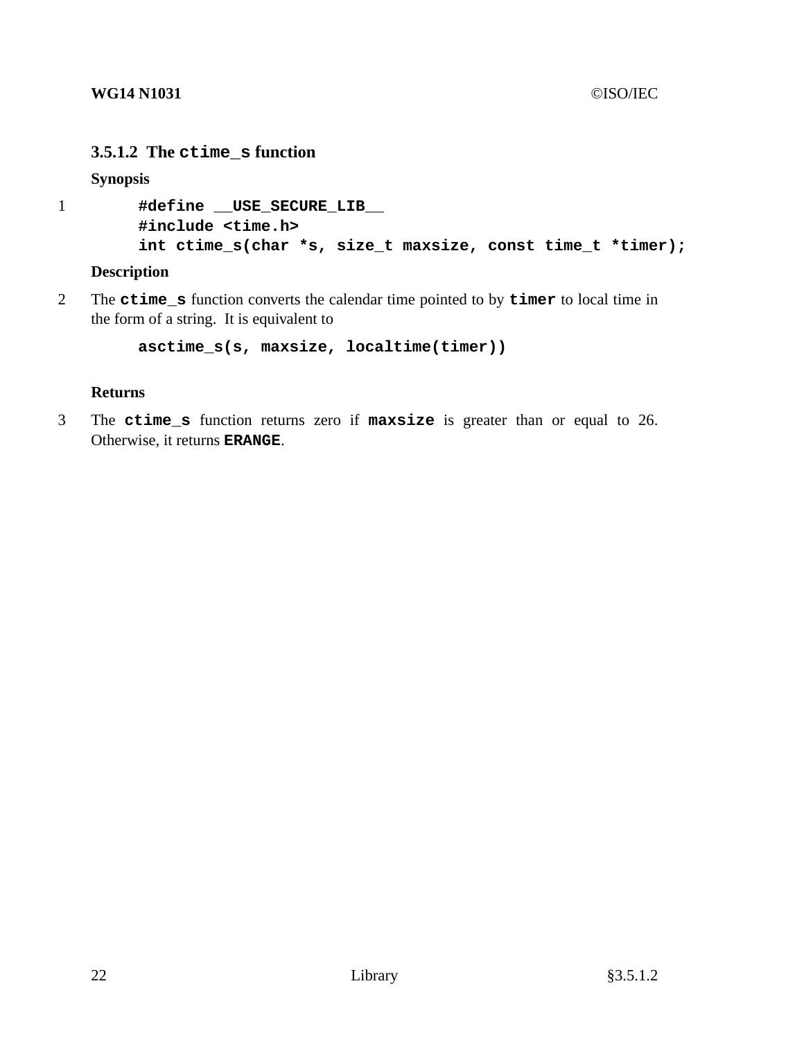### 3.5.1.2 The `ctime_s` function

**Synopsis**

1
```
#define __USE_SECURE_LIB__
#include <time.h>
int ctime_s(char *s, size_t maxsize, const time_t *timer);
```

**Description**

2 The **ctime_s** function converts the calendar time pointed to by **timer** to local time in the form of a string. It is equivalent to

```
asctime_s(s, maxsize, localtime(timer))
```

**Returns**

3 The **ctime_s** function returns zero if **maxsize** is greater than or equal to 26. Otherwise, it returns **ERANGE**.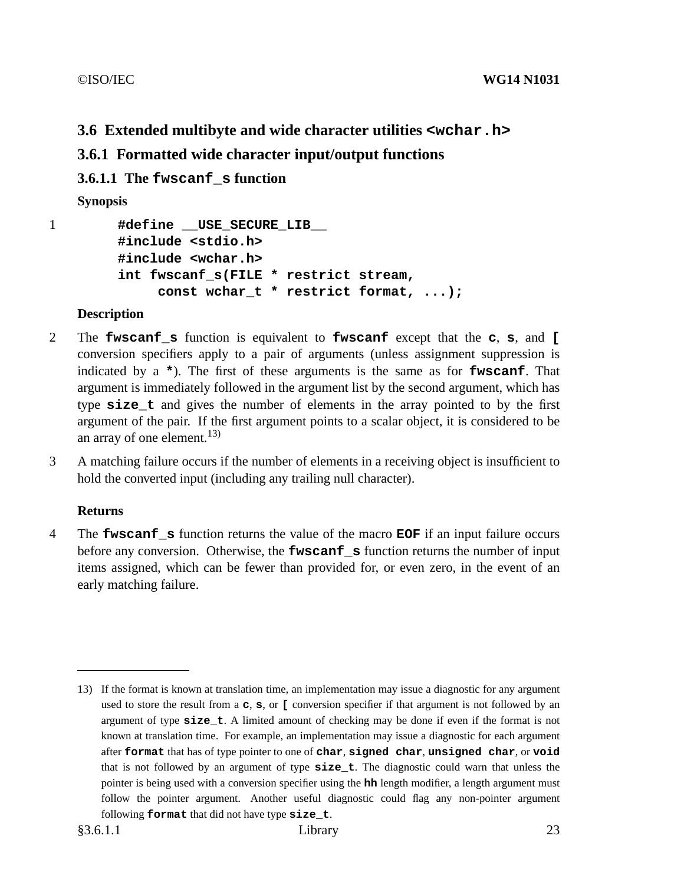## 3.6 Extended multibyte and wide character utilities `<wchar.h>`

### 3.6.1 Formatted wide character input/output functions

#### 3.6.1.1 The `fwscanf_s` function

**Synopsis**

1

```
#define __USE_SECURE_LIB__
#include <stdio.h>
#include <wchar.h>
int fwscanf_s(FILE * restrict stream,
     const wchar_t * restrict format, ...);
```

**Description**

2 The **`fwscanf_s`** function is equivalent to **`fwscanf`** except that the **`c`**, **`s`**, and **`[`** conversion specifiers apply to a pair of arguments (unless assignment suppression is indicated by a **`*`**). The first of these arguments is the same as for **`fwscanf`**. That argument is immediately followed in the argument list by the second argument, which has type **`size_t`** and gives the number of elements in the array pointed to by the first argument of the pair. If the first argument points to a scalar object, it is considered to be an array of one element.[13)]

3 A matching failure occurs if the number of elements in a receiving object is insufficient to hold the converted input (including any trailing null character).

**Returns**

4 The **`fwscanf_s`** function returns the value of the macro **`EOF`** if an input failure occurs before any conversion. Otherwise, the **`fwscanf_s`** function returns the number of input items assigned, which can be fewer than provided for, or even zero, in the event of an early matching failure.

---

13) If the format is known at translation time, an implementation may issue a diagnostic for any argument used to store the result from a **`c`**, **`s`**, or **`[`** conversion specifier if that argument is not followed by an argument of type **`size_t`**. A limited amount of checking may be done if even if the format is not known at translation time. For example, an implementation may issue a diagnostic for each argument after **`format`** that has of type pointer to one of **`char`**, **`signed char`**, **`unsigned char`**, or **`void`** that is not followed by an argument of type **`size_t`**. The diagnostic could warn that unless the pointer is being used with a conversion specifier using the **`hh`** length modifier, a length argument must follow the pointer argument. Another useful diagnostic could flag any non-pointer argument following **`format`** that did not have type **`size_t`**.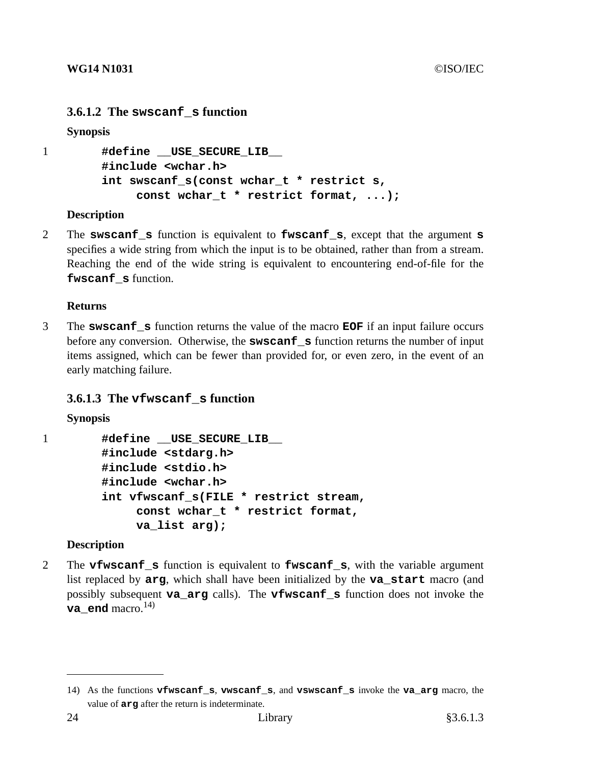### 3.6.1.2 The `swscanf_s` function

**Synopsis**

1

```
#define __USE_SECURE_LIB__
#include <wchar.h>
int swscanf_s(const wchar_t * restrict s,
     const wchar_t * restrict format, ...);
```

**Description**

2 The **`swscanf_s`** function is equivalent to **`fwscanf_s`**, except that the argument **`s`** specifies a wide string from which the input is to be obtained, rather than from a stream. Reaching the end of the wide string is equivalent to encountering end-of-file for the **`fwscanf_s`** function.

**Returns**

3 The **`swscanf_s`** function returns the value of the macro **`EOF`** if an input failure occurs before any conversion. Otherwise, the **`swscanf_s`** function returns the number of input items assigned, which can be fewer than provided for, or even zero, in the event of an early matching failure.

### 3.6.1.3 The `vfwscanf_s` function

**Synopsis**

1

```
#define __USE_SECURE_LIB__
#include <stdarg.h>
#include <stdio.h>
#include <wchar.h>
int vfwscanf_s(FILE * restrict stream,
     const wchar_t * restrict format,
     va_list arg);
```

**Description**

2 The **`vfwscanf_s`** function is equivalent to **`fwscanf_s`**, with the variable argument list replaced by **`arg`**, which shall have been initialized by the **`va_start`** macro (and possibly subsequent **`va_arg`** calls). The **`vfwscanf_s`** function does not invoke the **`va_end`** macro.[14)]

---

14) As the functions **`vfwscanf_s`**, **`vwscanf_s`**, and **`vswscanf_s`** invoke the **`va_arg`** macro, the value of **`arg`** after the return is indeterminate.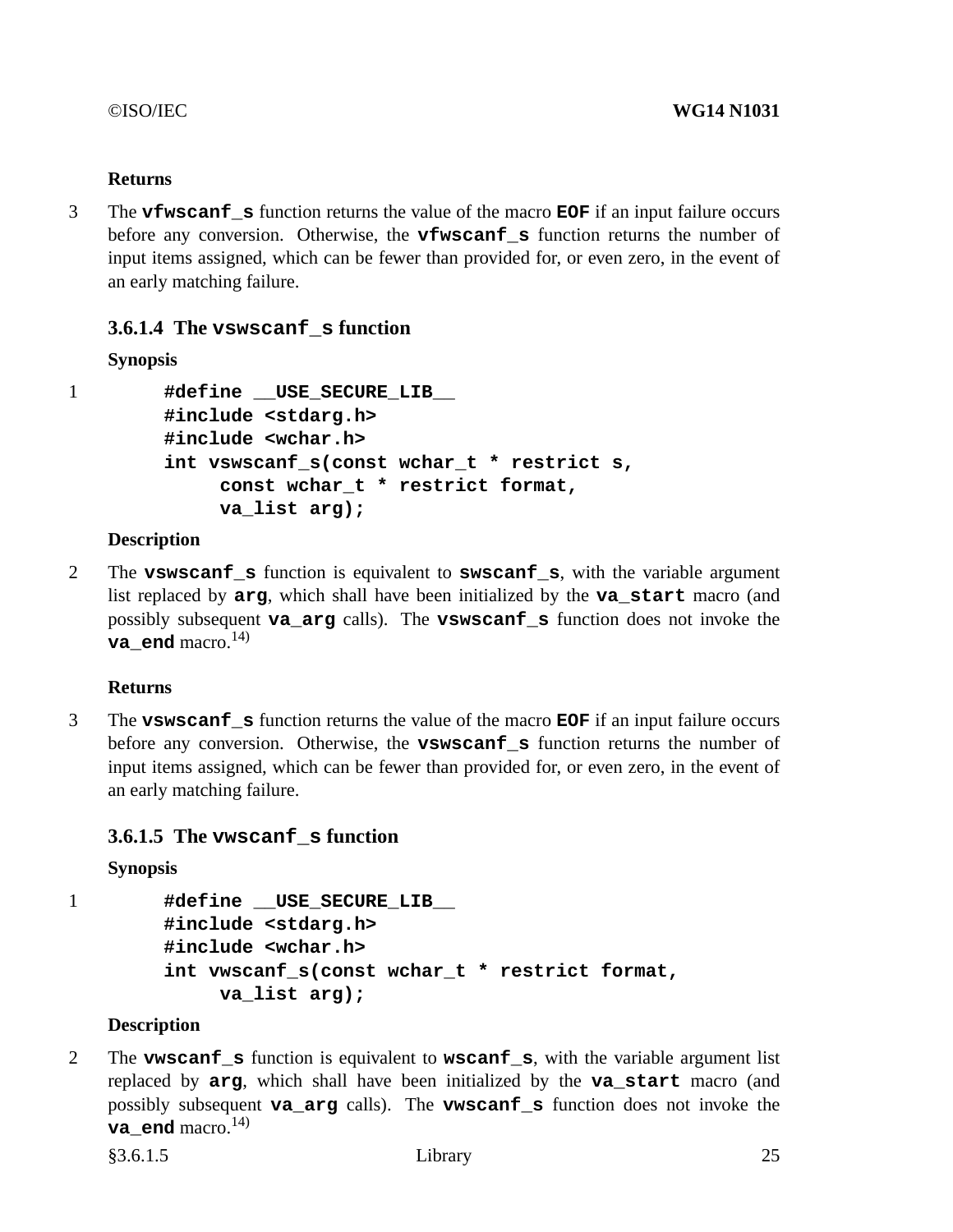**Returns**

3 The **vfwscanf_s** function returns the value of the macro **EOF** if an input failure occurs before any conversion. Otherwise, the **vfwscanf_s** function returns the number of input items assigned, which can be fewer than provided for, or even zero, in the event of an early matching failure.

### 3.6.1.4 The vswscanf_s function

**Synopsis**

1
```
#define __USE_SECURE_LIB__
#include <stdarg.h>
#include <wchar.h>
int vswscanf_s(const wchar_t * restrict s,
     const wchar_t * restrict format,
     va_list arg);
```

**Description**

2 The **vswscanf_s** function is equivalent to **swscanf_s**, with the variable argument list replaced by **arg**, which shall have been initialized by the **va_start** macro (and possibly subsequent **va_arg** calls). The **vswscanf_s** function does not invoke the **va_end** macro.[14)]

**Returns**

3 The **vswscanf_s** function returns the value of the macro **EOF** if an input failure occurs before any conversion. Otherwise, the **vswscanf_s** function returns the number of input items assigned, which can be fewer than provided for, or even zero, in the event of an early matching failure.

### 3.6.1.5 The vwscanf_s function

**Synopsis**

1
```
#define __USE_SECURE_LIB__
#include <stdarg.h>
#include <wchar.h>
int vwscanf_s(const wchar_t * restrict format,
     va_list arg);
```

**Description**

2 The **vwscanf_s** function is equivalent to **wscanf_s**, with the variable argument list replaced by **arg**, which shall have been initialized by the **va_start** macro (and possibly subsequent **va_arg** calls). The **vwscanf_s** function does not invoke the **va_end** macro.[14)]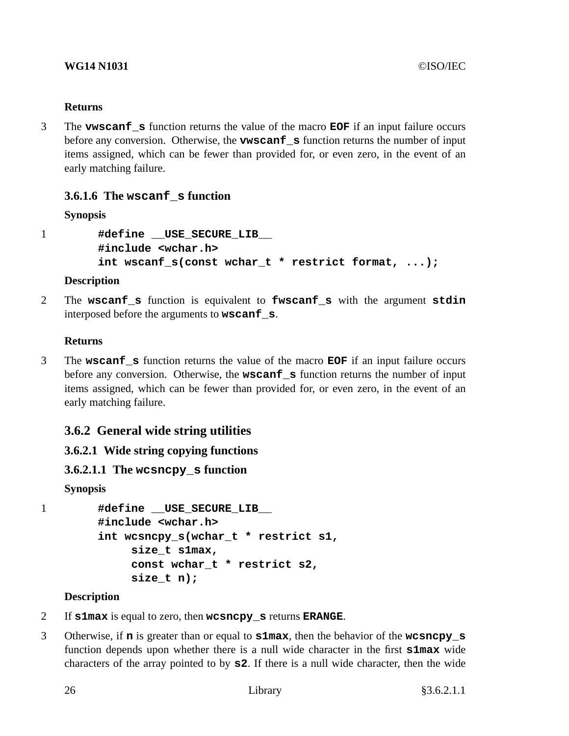**Returns**

3 The **vwscanf_s** function returns the value of the macro **EOF** if an input failure occurs before any conversion. Otherwise, the **vwscanf_s** function returns the number of input items assigned, which can be fewer than provided for, or even zero, in the event of an early matching failure.

#### 3.6.1.6 The wscanf_s function

**Synopsis**

1
```
#define __USE_SECURE_LIB__
#include <wchar.h>
int wscanf_s(const wchar_t * restrict format, ...);
```

**Description**

2 The **wscanf_s** function is equivalent to **fwscanf_s** with the argument **stdin** interposed before the arguments to **wscanf_s**.

**Returns**

3 The **wscanf_s** function returns the value of the macro **EOF** if an input failure occurs before any conversion. Otherwise, the **wscanf_s** function returns the number of input items assigned, which can be fewer than provided for, or even zero, in the event of an early matching failure.

### 3.6.2 General wide string utilities

#### 3.6.2.1 Wide string copying functions

##### 3.6.2.1.1 The wcsncpy_s function

**Synopsis**

1
```
#define __USE_SECURE_LIB__
#include <wchar.h>
int wcsncpy_s(wchar_t * restrict s1,
     size_t s1max,
     const wchar_t * restrict s2,
     size_t n);
```

**Description**

2 If **s1max** is equal to zero, then **wcsncpy_s** returns **ERANGE**.

3 Otherwise, if **n** is greater than or equal to **s1max**, then the behavior of the **wcsncpy_s** function depends upon whether there is a null wide character in the first **s1max** wide characters of the array pointed to by **s2**. If there is a null wide character, then the wide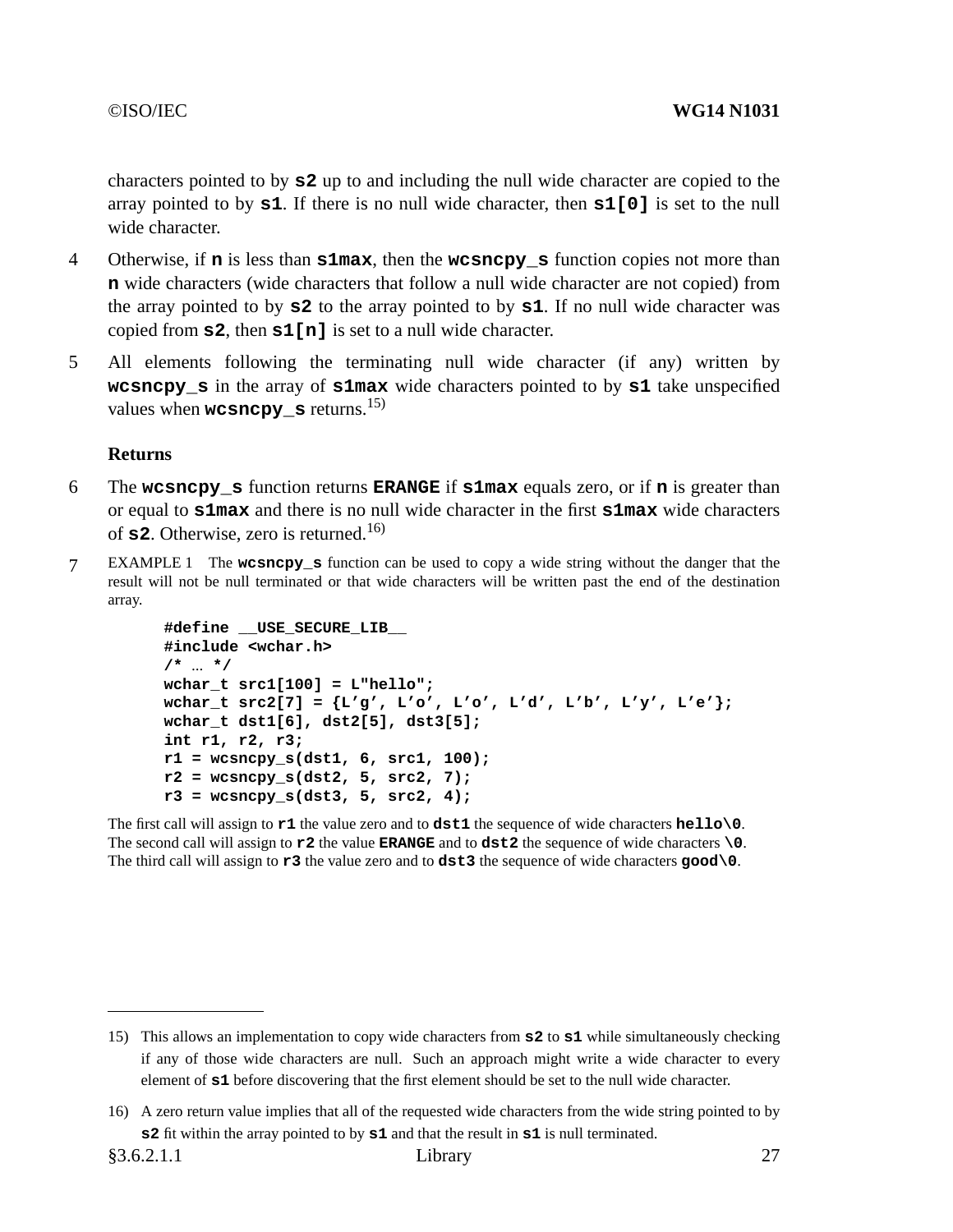characters pointed to by **s2** up to and including the null wide character are copied to the array pointed to by **s1**. If there is no null wide character, then **s1[0]** is set to the null wide character.

4 Otherwise, if **n** is less than **s1max**, then the **wcsncpy_s** function copies not more than **n** wide characters (wide characters that follow a null wide character are not copied) from the array pointed to by **s2** to the array pointed to by **s1**. If no null wide character was copied from **s2**, then **s1[n]** is set to a null wide character.

5 All elements following the terminating null wide character (if any) written by **wcsncpy_s** in the array of **s1max** wide characters pointed to by **s1** take unspecified values when **wcsncpy_s** returns.[15)]

**Returns**

6 The **wcsncpy_s** function returns **ERANGE** if **s1max** equals zero, or if **n** is greater than or equal to **s1max** and there is no null wide character in the first **s1max** wide characters of **s2**. Otherwise, zero is returned.[16)]

7 EXAMPLE 1 The **wcsncpy_s** function can be used to copy a wide string without the danger that the result will not be null terminated or that wide characters will be written past the end of the destination array.

```
#define __USE_SECURE_LIB__
#include <wchar.h>
/* ... */
wchar_t src1[100] = L"hello";
wchar_t src2[7] = {L'g', L'o', L'o', L'd', L'b', L'y', L'e'};
wchar_t dst1[6], dst2[5], dst3[5];
int r1, r2, r3;
r1 = wcsncpy_s(dst1, 6, src1, 100);
r2 = wcsncpy_s(dst2, 5, src2, 7);
r3 = wcsncpy_s(dst3, 5, src2, 4);
```

The first call will assign to **r1** the value zero and to **dst1** the sequence of wide characters **hello\0**.
The second call will assign to **r2** the value **ERANGE** and to **dst2** the sequence of wide characters **\0**.
The third call will assign to **r3** the value zero and to **dst3** the sequence of wide characters **good\0**.

---

15) This allows an implementation to copy wide characters from **s2** to **s1** while simultaneously checking if any of those wide characters are null. Such an approach might write a wide character to every element of **s1** before discovering that the first element should be set to the null wide character.

16) A zero return value implies that all of the requested wide characters from the wide string pointed to by **s2** fit within the array pointed to by **s1** and that the result in **s1** is null terminated.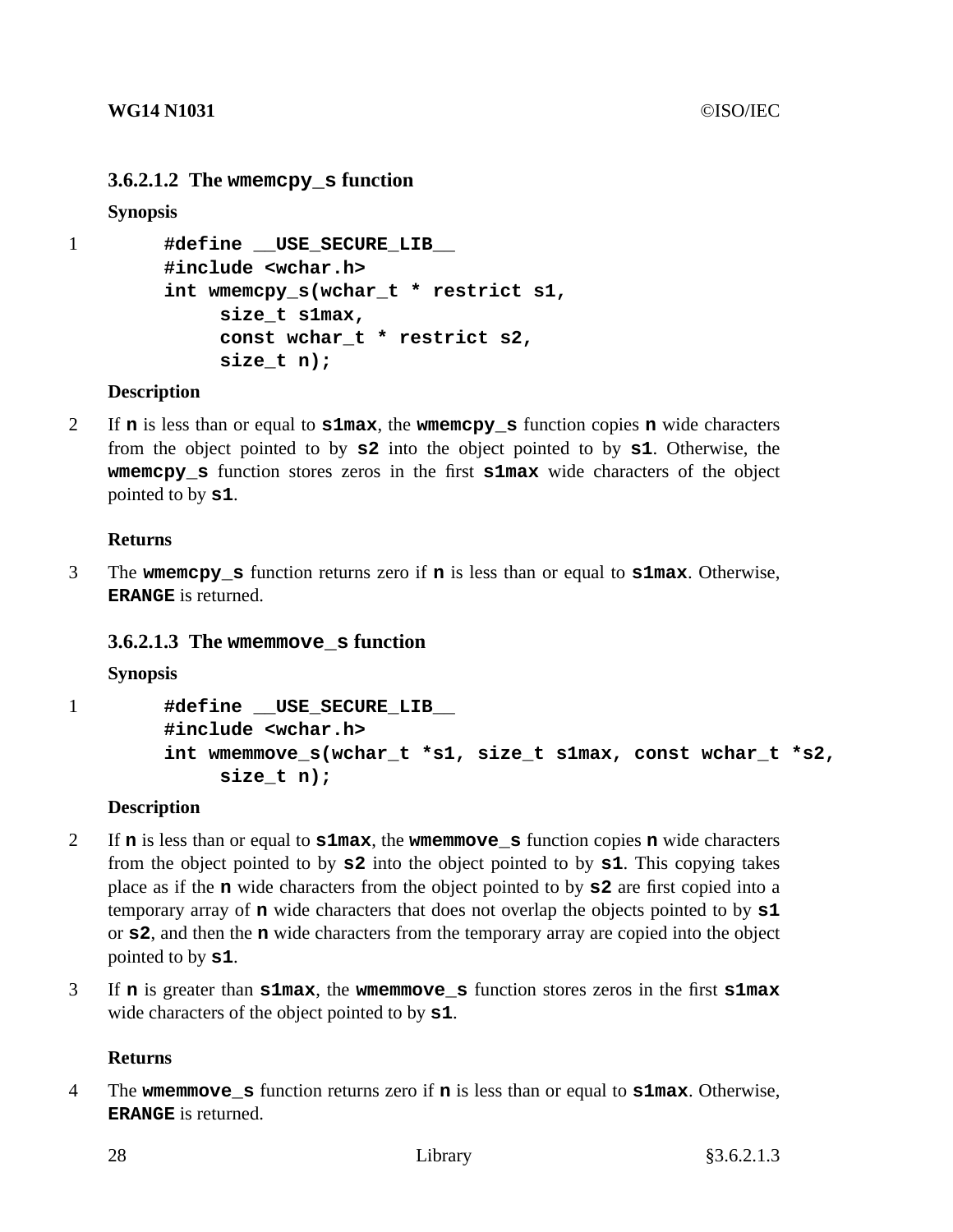#### 3.6.2.1.2 The `wmemcpy_s` function

**Synopsis**

1
```
#define __USE_SECURE_LIB__
#include <wchar.h>
int wmemcpy_s(wchar_t * restrict s1,
     size_t s1max,
     const wchar_t * restrict s2,
     size_t n);
```

**Description**

2 If **n** is less than or equal to **s1max**, the **wmemcpy_s** function copies **n** wide characters from the object pointed to by **s2** into the object pointed to by **s1**. Otherwise, the **wmemcpy_s** function stores zeros in the first **s1max** wide characters of the object pointed to by **s1**.

**Returns**

3 The **wmemcpy_s** function returns zero if **n** is less than or equal to **s1max**. Otherwise, **ERANGE** is returned.

#### 3.6.2.1.3 The `wmemmove_s` function

**Synopsis**

1
```
#define __USE_SECURE_LIB__
#include <wchar.h>
int wmemmove_s(wchar_t *s1, size_t s1max, const wchar_t *s2,
     size_t n);
```

**Description**

2 If **n** is less than or equal to **s1max**, the **wmemmove_s** function copies **n** wide characters from the object pointed to by **s2** into the object pointed to by **s1**. This copying takes place as if the **n** wide characters from the object pointed to by **s2** are first copied into a temporary array of **n** wide characters that does not overlap the objects pointed to by **s1** or **s2**, and then the **n** wide characters from the temporary array are copied into the object pointed to by **s1**.

3 If **n** is greater than **s1max**, the **wmemmove_s** function stores zeros in the first **s1max** wide characters of the object pointed to by **s1**.

**Returns**

4 The **wmemmove_s** function returns zero if **n** is less than or equal to **s1max**. Otherwise, **ERANGE** is returned.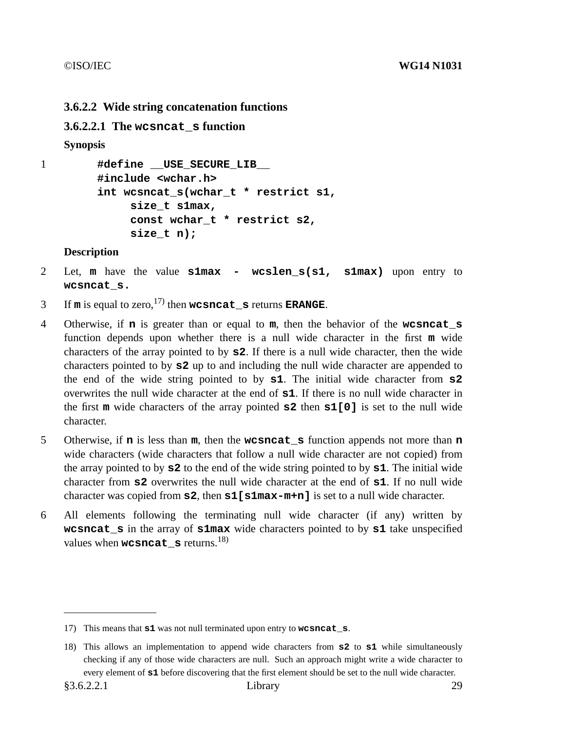### 3.6.2.2 Wide string concatenation functions

#### 3.6.2.2.1 The `wcsncat_s` function

**Synopsis**

1

```
#define __USE_SECURE_LIB__
#include <wchar.h>
int wcsncat_s(wchar_t * restrict s1,
     size_t s1max,
     const wchar_t * restrict s2,
     size_t n);
```

**Description**

2 Let, **`m`** have the value **`s1max - wcslen_s(s1, s1max)`** upon entry to **`wcsncat_s.`**

3 If **`m`** is equal to zero,[17] then **`wcsncat_s`** returns **`ERANGE`**.

4 Otherwise, if **`n`** is greater than or equal to **`m`**, then the behavior of the **`wcsncat_s`** function depends upon whether there is a null wide character in the first **`m`** wide characters of the array pointed to by **`s2`**. If there is a null wide character, then the wide characters pointed to by **`s2`** up to and including the null wide character are appended to the end of the wide string pointed to by **`s1`**. The initial wide character from **`s2`** overwrites the null wide character at the end of **`s1`**. If there is no null wide character in the first **`m`** wide characters of the array pointed **`s2`** then **`s1[0]`** is set to the null wide character.

5 Otherwise, if **`n`** is less than **`m`**, then the **`wcsncat_s`** function appends not more than **`n`** wide characters (wide characters that follow a null wide character are not copied) from the array pointed to by **`s2`** to the end of the wide string pointed to by **`s1`**. The initial wide character from **`s2`** overwrites the null wide character at the end of **`s1`**. If no null wide character was copied from **`s2`**, then **`s1[s1max-m+n]`** is set to a null wide character.

6 All elements following the terminating null wide character (if any) written by **`wcsncat_s`** in the array of **`s1max`** wide characters pointed to by **`s1`** take unspecified values when **`wcsncat_s`** returns.[18]

---

17) This means that **`s1`** was not null terminated upon entry to **`wcsncat_s`**.

18) This allows an implementation to append wide characters from **`s2`** to **`s1`** while simultaneously checking if any of those wide characters are null. Such an approach might write a wide character to every element of **`s1`** before discovering that the first element should be set to the null wide character.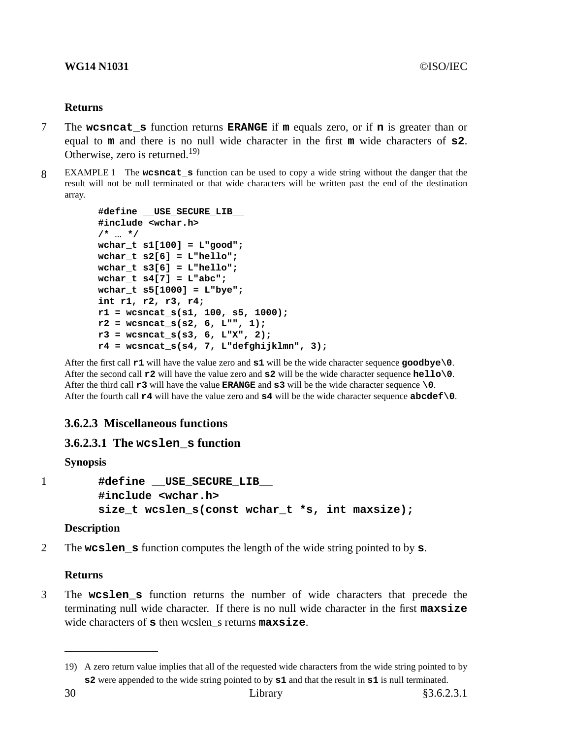**Returns**

7 The **wcsncat_s** function returns **ERANGE** if **m** equals zero, or if **n** is greater than or equal to **m** and there is no null wide character in the first **m** wide characters of **s2**. Otherwise, zero is returned.[19)]

8 EXAMPLE 1 The **wcsncat_s** function can be used to copy a wide string without the danger that the result will not be null terminated or that wide characters will be written past the end of the destination array.

```
#define __USE_SECURE_LIB__
#include <wchar.h>
/* ... */
wchar_t s1[100] = L"good";
wchar_t s2[6] = L"hello";
wchar_t s3[6] = L"hello";
wchar_t s4[7] = L"abc";
wchar_t s5[1000] = L"bye";
int r1, r2, r3, r4;
r1 = wcsncat_s(s1, 100, s5, 1000);
r2 = wcsncat_s(s2, 6, L"", 1);
r3 = wcsncat_s(s3, 6, L"X", 2);
r4 = wcsncat_s(s4, 7, L"defghijklmn", 3);
```

After the first call **r1** will have the value zero and **s1** will be the wide character sequence **goodbye\0**.
After the second call **r2** will have the value zero and **s2** will be the wide character sequence **hello\0**.
After the third call **r3** will have the value **ERANGE** and **s3** will be the wide character sequence **\0**.
After the fourth call **r4** will have the value zero and **s4** will be the wide character sequence **abcdef\0**.

### 3.6.2.3 Miscellaneous functions

#### 3.6.2.3.1 The wcslen_s function

**Synopsis**

1

```
#define __USE_SECURE_LIB__
#include <wchar.h>
size_t wcslen_s(const wchar_t *s, int maxsize);
```

**Description**

2 The **wcslen_s** function computes the length of the wide string pointed to by **s**.

**Returns**

3 The **wcslen_s** function returns the number of wide characters that precede the terminating null wide character. If there is no null wide character in the first **maxsize** wide characters of **s** then wcslen_s returns **maxsize**.

---

19) A zero return value implies that all of the requested wide characters from the wide string pointed to by **s2** were appended to the wide string pointed to by **s1** and that the result in **s1** is null terminated.